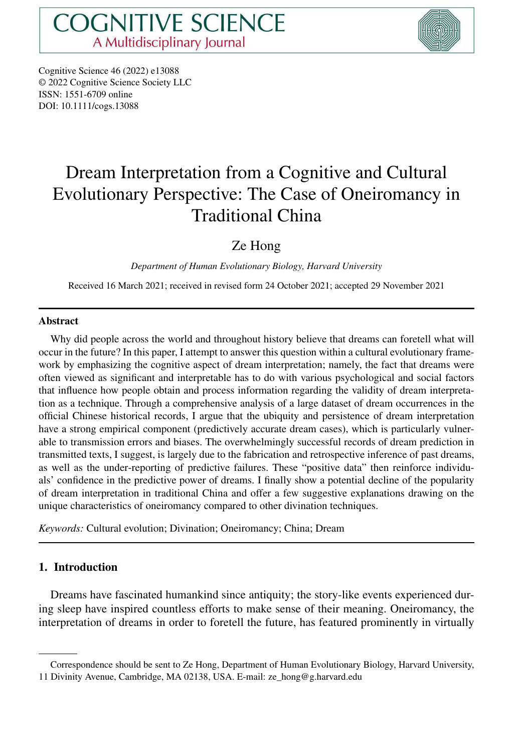COGNITIVE SCIENCE
A Multidisciplinary Journal

Cognitive Science 46 (2022) e13088
© 2022 Cognitive Science Society LLC
ISSN: 1551-6709 online
DOI: 10.1111/cogs.13088

# Dream Interpretation from a Cognitive and Cultural Evolutionary Perspective: The Case of Oneiromancy in Traditional China

Ze Hong

*Department of Human Evolutionary Biology, Harvard University*

Received 16 March 2021; received in revised form 24 October 2021; accepted 29 November 2021

---

### Abstract

Why did people across the world and throughout history believe that dreams can foretell what will occur in the future? In this paper, I attempt to answer this question within a cultural evolutionary framework by emphasizing the cognitive aspect of dream interpretation; namely, the fact that dreams were often viewed as significant and interpretable has to do with various psychological and social factors that influence how people obtain and process information regarding the validity of dream interpretation as a technique. Through a comprehensive analysis of a large dataset of dream occurrences in the official Chinese historical records, I argue that the ubiquity and persistence of dream interpretation have a strong empirical component (predictively accurate dream cases), which is particularly vulnerable to transmission errors and biases. The overwhelmingly successful records of dream prediction in transmitted texts, I suggest, is largely due to the fabrication and retrospective inference of past dreams, as well as the under-reporting of predictive failures. These "positive data" then reinforce individuals' confidence in the predictive power of dreams. I finally show a potential decline of the popularity of dream interpretation in traditional China and offer a few suggestive explanations drawing on the unique characteristics of oneiromancy compared to other divination techniques.

*Keywords:* Cultural evolution; Divination; Oneiromancy; China; Dream

---

## 1. Introduction

Dreams have fascinated humankind since antiquity; the story-like events experienced during sleep have inspired countless efforts to make sense of their meaning. Oneiromancy, the interpretation of dreams in order to foretell the future, has featured prominently in virtually

---

Correspondence should be sent to Ze Hong, Department of Human Evolutionary Biology, Harvard University, 11 Divinity Avenue, Cambridge, MA 02138, USA. E-mail: ze_hong@g.harvard.edu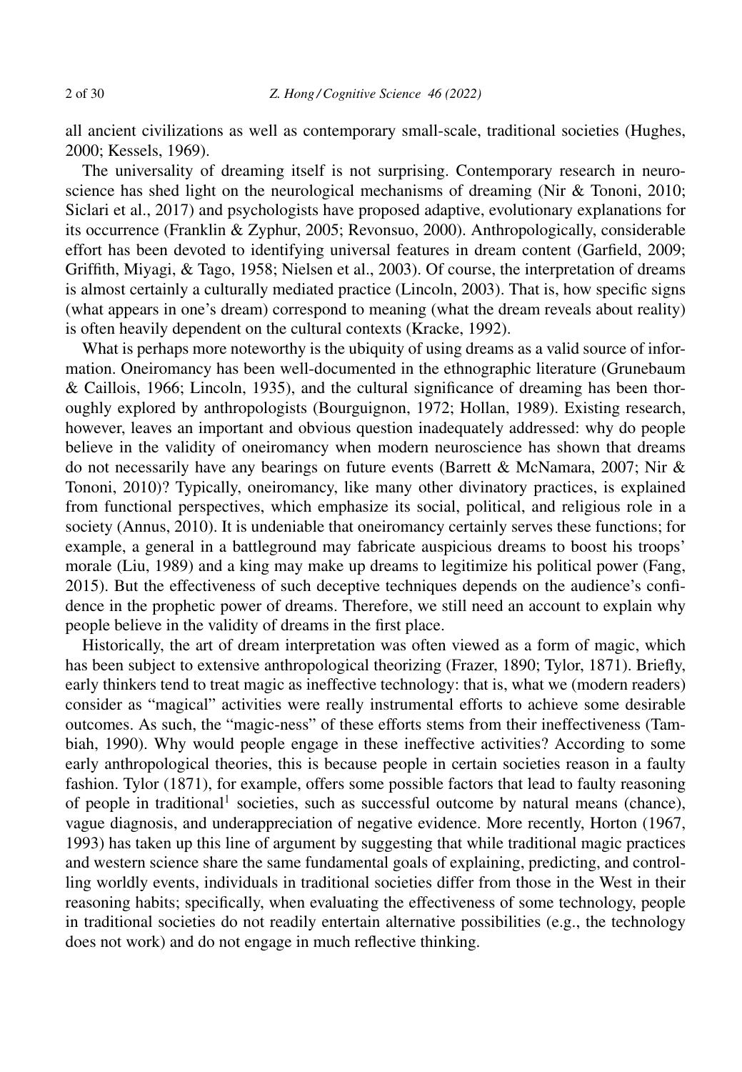all ancient civilizations as well as contemporary small-scale, traditional societies (Hughes, 2000; Kessels, 1969).

The universality of dreaming itself is not surprising. Contemporary research in neuroscience has shed light on the neurological mechanisms of dreaming (Nir & Tononi, 2010; Siclari et al., 2017) and psychologists have proposed adaptive, evolutionary explanations for its occurrence (Franklin & Zyphur, 2005; Revonsuo, 2000). Anthropologically, considerable effort has been devoted to identifying universal features in dream content (Garfield, 2009; Griffith, Miyagi, & Tago, 1958; Nielsen et al., 2003). Of course, the interpretation of dreams is almost certainly a culturally mediated practice (Lincoln, 2003). That is, how specific signs (what appears in one's dream) correspond to meaning (what the dream reveals about reality) is often heavily dependent on the cultural contexts (Kracke, 1992).

What is perhaps more noteworthy is the ubiquity of using dreams as a valid source of information. Oneiromancy has been well-documented in the ethnographic literature (Grunebaum & Caillois, 1966; Lincoln, 1935), and the cultural significance of dreaming has been thoroughly explored by anthropologists (Bourguignon, 1972; Hollan, 1989). Existing research, however, leaves an important and obvious question inadequately addressed: why do people believe in the validity of oneiromancy when modern neuroscience has shown that dreams do not necessarily have any bearings on future events (Barrett & McNamara, 2007; Nir & Tononi, 2010)? Typically, oneiromancy, like many other divinatory practices, is explained from functional perspectives, which emphasize its social, political, and religious role in a society (Annus, 2010). It is undeniable that oneiromancy certainly serves these functions; for example, a general in a battleground may fabricate auspicious dreams to boost his troops' morale (Liu, 1989) and a king may make up dreams to legitimize his political power (Fang, 2015). But the effectiveness of such deceptive techniques depends on the audience's confidence in the prophetic power of dreams. Therefore, we still need an account to explain why people believe in the validity of dreams in the first place.

Historically, the art of dream interpretation was often viewed as a form of magic, which has been subject to extensive anthropological theorizing (Frazer, 1890; Tylor, 1871). Briefly, early thinkers tend to treat magic as ineffective technology: that is, what we (modern readers) consider as "magical" activities were really instrumental efforts to achieve some desirable outcomes. As such, the "magic-ness" of these efforts stems from their ineffectiveness (Tambiah, 1990). Why would people engage in these ineffective activities? According to some early anthropological theories, this is because people in certain societies reason in a faulty fashion. Tylor (1871), for example, offers some possible factors that lead to faulty reasoning of people in traditional[1] societies, such as successful outcome by natural means (chance), vague diagnosis, and underappreciation of negative evidence. More recently, Horton (1967, 1993) has taken up this line of argument by suggesting that while traditional magic practices and western science share the same fundamental goals of explaining, predicting, and controlling worldly events, individuals in traditional societies differ from those in the West in their reasoning habits; specifically, when evaluating the effectiveness of some technology, people in traditional societies do not readily entertain alternative possibilities (e.g., the technology does not work) and do not engage in much reflective thinking.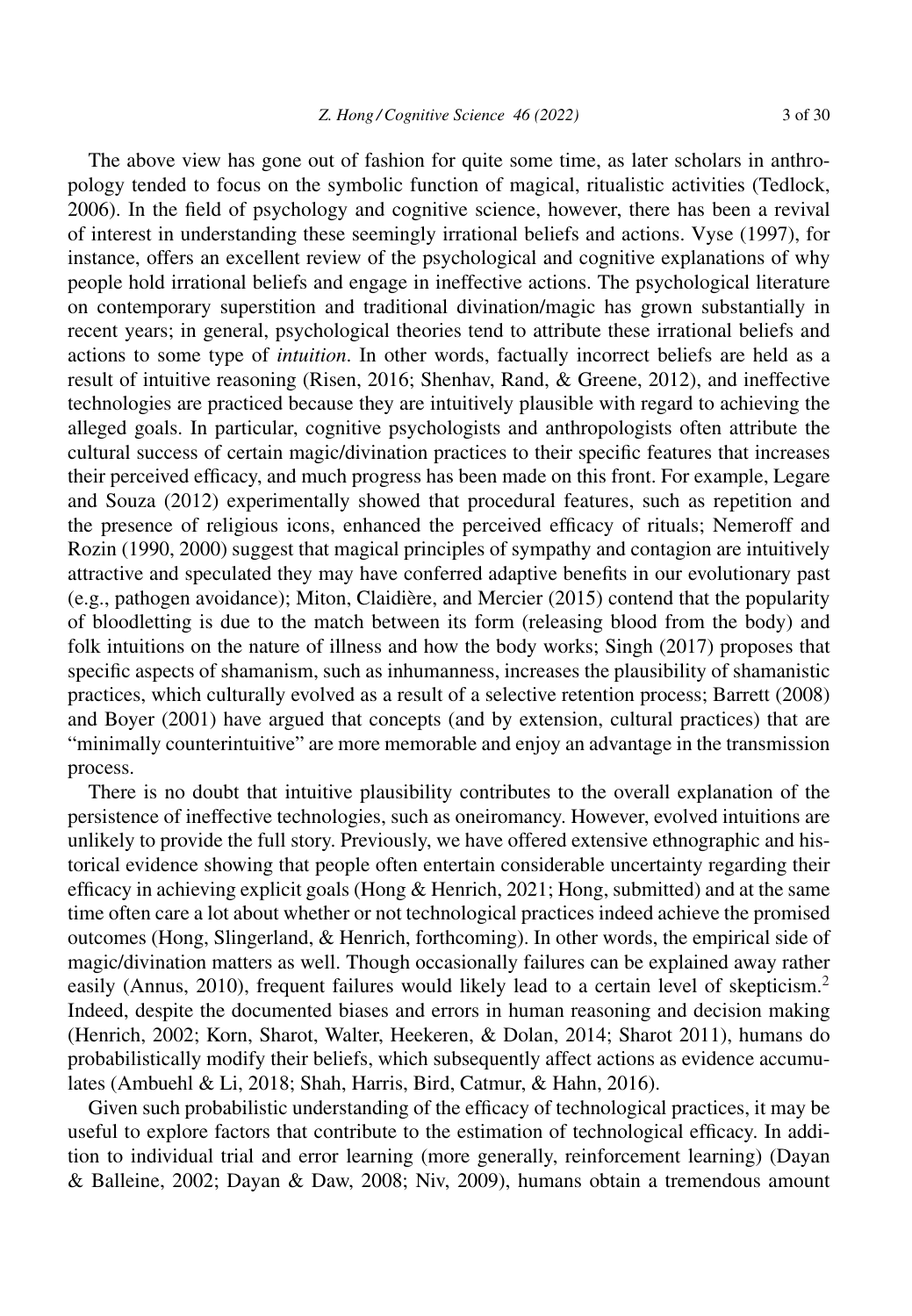The above view has gone out of fashion for quite some time, as later scholars in anthropology tended to focus on the symbolic function of magical, ritualistic activities (Tedlock, 2006). In the field of psychology and cognitive science, however, there has been a revival of interest in understanding these seemingly irrational beliefs and actions. Vyse (1997), for instance, offers an excellent review of the psychological and cognitive explanations of why people hold irrational beliefs and engage in ineffective actions. The psychological literature on contemporary superstition and traditional divination/magic has grown substantially in recent years; in general, psychological theories tend to attribute these irrational beliefs and actions to some type of *intuition*. In other words, factually incorrect beliefs are held as a result of intuitive reasoning (Risen, 2016; Shenhav, Rand, & Greene, 2012), and ineffective technologies are practiced because they are intuitively plausible with regard to achieving the alleged goals. In particular, cognitive psychologists and anthropologists often attribute the cultural success of certain magic/divination practices to their specific features that increases their perceived efficacy, and much progress has been made on this front. For example, Legare and Souza (2012) experimentally showed that procedural features, such as repetition and the presence of religious icons, enhanced the perceived efficacy of rituals; Nemeroff and Rozin (1990, 2000) suggest that magical principles of sympathy and contagion are intuitively attractive and speculated they may have conferred adaptive benefits in our evolutionary past (e.g., pathogen avoidance); Miton, Claidière, and Mercier (2015) contend that the popularity of bloodletting is due to the match between its form (releasing blood from the body) and folk intuitions on the nature of illness and how the body works; Singh (2017) proposes that specific aspects of shamanism, such as inhumanness, increases the plausibility of shamanistic practices, which culturally evolved as a result of a selective retention process; Barrett (2008) and Boyer (2001) have argued that concepts (and by extension, cultural practices) that are "minimally counterintuitive" are more memorable and enjoy an advantage in the transmission process.

There is no doubt that intuitive plausibility contributes to the overall explanation of the persistence of ineffective technologies, such as oneiromancy. However, evolved intuitions are unlikely to provide the full story. Previously, we have offered extensive ethnographic and historical evidence showing that people often entertain considerable uncertainty regarding their efficacy in achieving explicit goals (Hong & Henrich, 2021; Hong, submitted) and at the same time often care a lot about whether or not technological practices indeed achieve the promised outcomes (Hong, Slingerland, & Henrich, forthcoming). In other words, the empirical side of magic/divination matters as well. Though occasionally failures can be explained away rather easily (Annus, 2010), frequent failures would likely lead to a certain level of skepticism.[2] Indeed, despite the documented biases and errors in human reasoning and decision making (Henrich, 2002; Korn, Sharot, Walter, Heekeren, & Dolan, 2014; Sharot 2011), humans do probabilistically modify their beliefs, which subsequently affect actions as evidence accumulates (Ambuehl & Li, 2018; Shah, Harris, Bird, Catmur, & Hahn, 2016).

Given such probabilistic understanding of the efficacy of technological practices, it may be useful to explore factors that contribute to the estimation of technological efficacy. In addition to individual trial and error learning (more generally, reinforcement learning) (Dayan & Balleine, 2002; Dayan & Daw, 2008; Niv, 2009), humans obtain a tremendous amount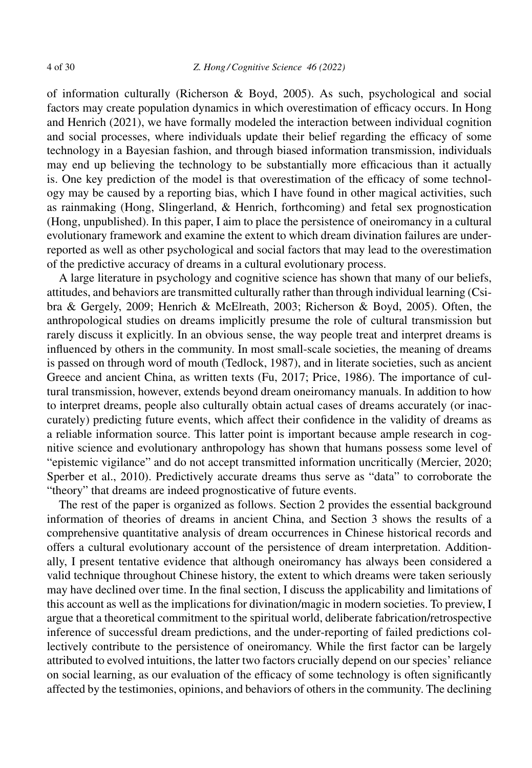of information culturally (Richerson & Boyd, 2005). As such, psychological and social factors may create population dynamics in which overestimation of efficacy occurs. In Hong and Henrich (2021), we have formally modeled the interaction between individual cognition and social processes, where individuals update their belief regarding the efficacy of some technology in a Bayesian fashion, and through biased information transmission, individuals may end up believing the technology to be substantially more efficacious than it actually is. One key prediction of the model is that overestimation of the efficacy of some technology may be caused by a reporting bias, which I have found in other magical activities, such as rainmaking (Hong, Slingerland, & Henrich, forthcoming) and fetal sex prognostication (Hong, unpublished). In this paper, I aim to place the persistence of oneiromancy in a cultural evolutionary framework and examine the extent to which dream divination failures are under-reported as well as other psychological and social factors that may lead to the overestimation of the predictive accuracy of dreams in a cultural evolutionary process.

A large literature in psychology and cognitive science has shown that many of our beliefs, attitudes, and behaviors are transmitted culturally rather than through individual learning (Csibra & Gergely, 2009; Henrich & McElreath, 2003; Richerson & Boyd, 2005). Often, the anthropological studies on dreams implicitly presume the role of cultural transmission but rarely discuss it explicitly. In an obvious sense, the way people treat and interpret dreams is influenced by others in the community. In most small-scale societies, the meaning of dreams is passed on through word of mouth (Tedlock, 1987), and in literate societies, such as ancient Greece and ancient China, as written texts (Fu, 2017; Price, 1986). The importance of cultural transmission, however, extends beyond dream oneiromancy manuals. In addition to how to interpret dreams, people also culturally obtain actual cases of dreams accurately (or inaccurately) predicting future events, which affect their confidence in the validity of dreams as a reliable information source. This latter point is important because ample research in cognitive science and evolutionary anthropology has shown that humans possess some level of "epistemic vigilance" and do not accept transmitted information uncritically (Mercier, 2020; Sperber et al., 2010). Predictively accurate dreams thus serve as "data" to corroborate the "theory" that dreams are indeed prognosticative of future events.

The rest of the paper is organized as follows. Section 2 provides the essential background information of theories of dreams in ancient China, and Section 3 shows the results of a comprehensive quantitative analysis of dream occurrences in Chinese historical records and offers a cultural evolutionary account of the persistence of dream interpretation. Additionally, I present tentative evidence that although oneiromancy has always been considered a valid technique throughout Chinese history, the extent to which dreams were taken seriously may have declined over time. In the final section, I discuss the applicability and limitations of this account as well as the implications for divination/magic in modern societies. To preview, I argue that a theoretical commitment to the spiritual world, deliberate fabrication/retrospective inference of successful dream predictions, and the under-reporting of failed predictions collectively contribute to the persistence of oneiromancy. While the first factor can be largely attributed to evolved intuitions, the latter two factors crucially depend on our species' reliance on social learning, as our evaluation of the efficacy of some technology is often significantly affected by the testimonies, opinions, and behaviors of others in the community. The declining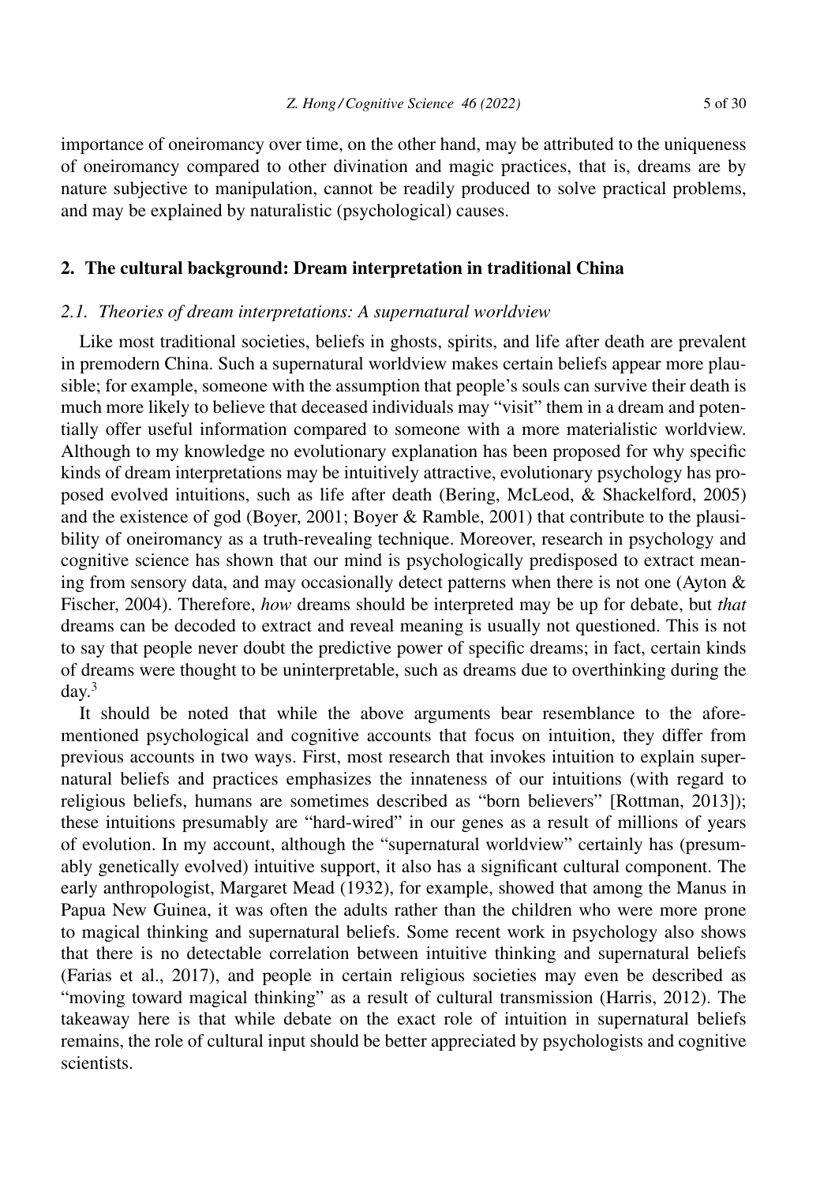importance of oneiromancy over time, on the other hand, may be attributed to the uniqueness of oneiromancy compared to other divination and magic practices, that is, dreams are by nature subjective to manipulation, cannot be readily produced to solve practical problems, and may be explained by naturalistic (psychological) causes.

## 2. The cultural background: Dream interpretation in traditional China

### *2.1. Theories of dream interpretations: A supernatural worldview*

Like most traditional societies, beliefs in ghosts, spirits, and life after death are prevalent in premodern China. Such a supernatural worldview makes certain beliefs appear more plausible; for example, someone with the assumption that people's souls can survive their death is much more likely to believe that deceased individuals may "visit" them in a dream and potentially offer useful information compared to someone with a more materialistic worldview. Although to my knowledge no evolutionary explanation has been proposed for why specific kinds of dream interpretations may be intuitively attractive, evolutionary psychology has proposed evolved intuitions, such as life after death (Bering, McLeod, & Shackelford, 2005) and the existence of god (Boyer, 2001; Boyer & Ramble, 2001) that contribute to the plausibility of oneiromancy as a truth-revealing technique. Moreover, research in psychology and cognitive science has shown that our mind is psychologically predisposed to extract meaning from sensory data, and may occasionally detect patterns when there is not one (Ayton & Fischer, 2004). Therefore, *how* dreams should be interpreted may be up for debate, but *that* dreams can be decoded to extract and reveal meaning is usually not questioned. This is not to say that people never doubt the predictive power of specific dreams; in fact, certain kinds of dreams were thought to be uninterpretable, such as dreams due to overthinking during the day.[3]

It should be noted that while the above arguments bear resemblance to the aforementioned psychological and cognitive accounts that focus on intuition, they differ from previous accounts in two ways. First, most research that invokes intuition to explain supernatural beliefs and practices emphasizes the innateness of our intuitions (with regard to religious beliefs, humans are sometimes described as "born believers" [Rottman, 2013]); these intuitions presumably are "hard-wired" in our genes as a result of millions of years of evolution. In my account, although the "supernatural worldview" certainly has (presumably genetically evolved) intuitive support, it also has a significant cultural component. The early anthropologist, Margaret Mead (1932), for example, showed that among the Manus in Papua New Guinea, it was often the adults rather than the children who were more prone to magical thinking and supernatural beliefs. Some recent work in psychology also shows that there is no detectable correlation between intuitive thinking and supernatural beliefs (Farias et al., 2017), and people in certain religious societies may even be described as "moving toward magical thinking" as a result of cultural transmission (Harris, 2012). The takeaway here is that while debate on the exact role of intuition in supernatural beliefs remains, the role of cultural input should be better appreciated by psychologists and cognitive scientists.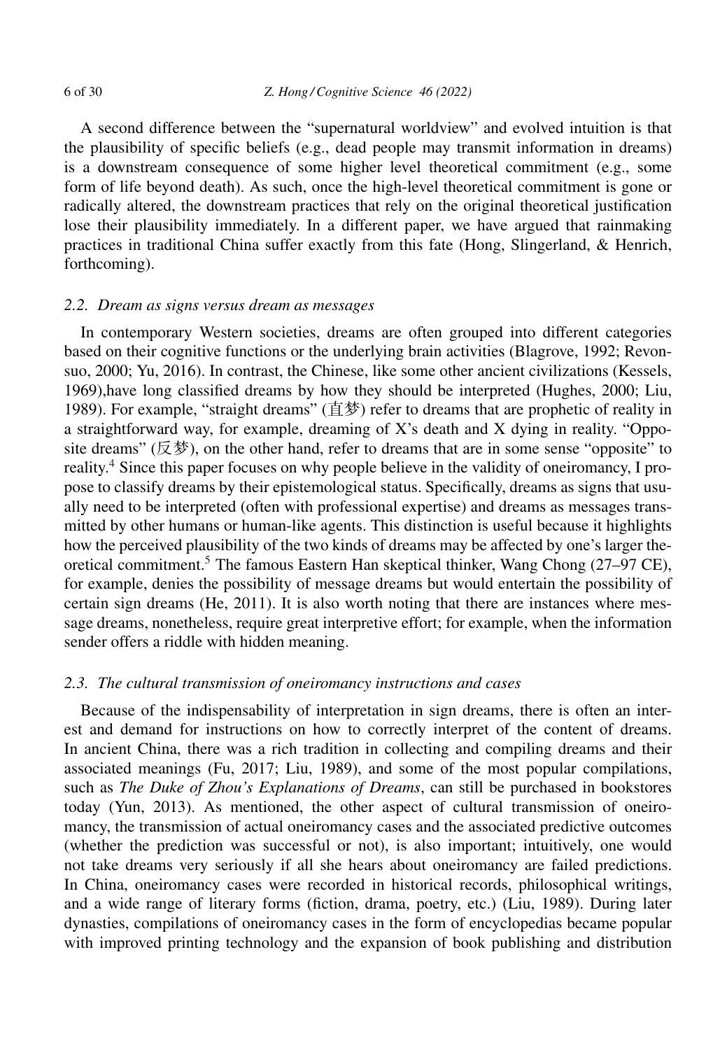A second difference between the "supernatural worldview" and evolved intuition is that the plausibility of specific beliefs (e.g., dead people may transmit information in dreams) is a downstream consequence of some higher level theoretical commitment (e.g., some form of life beyond death). As such, once the high-level theoretical commitment is gone or radically altered, the downstream practices that rely on the original theoretical justification lose their plausibility immediately. In a different paper, we have argued that rainmaking practices in traditional China suffer exactly from this fate (Hong, Slingerland, & Henrich, forthcoming).

### *2.2. Dream as signs versus dream as messages*

In contemporary Western societies, dreams are often grouped into different categories based on their cognitive functions or the underlying brain activities (Blagrove, 1992; Revonsuo, 2000; Yu, 2016). In contrast, the Chinese, like some other ancient civilizations (Kessels, 1969),have long classified dreams by how they should be interpreted (Hughes, 2000; Liu, 1989). For example, "straight dreams" (直梦) refer to dreams that are prophetic of reality in a straightforward way, for example, dreaming of X's death and X dying in reality. "Opposite dreams" (反梦), on the other hand, refer to dreams that are in some sense "opposite" to reality.[4] Since this paper focuses on why people believe in the validity of oneiromancy, I propose to classify dreams by their epistemological status. Specifically, dreams as signs that usually need to be interpreted (often with professional expertise) and dreams as messages transmitted by other humans or human-like agents. This distinction is useful because it highlights how the perceived plausibility of the two kinds of dreams may be affected by one's larger theoretical commitment.[5] The famous Eastern Han skeptical thinker, Wang Chong (27–97 CE), for example, denies the possibility of message dreams but would entertain the possibility of certain sign dreams (He, 2011). It is also worth noting that there are instances where message dreams, nonetheless, require great interpretive effort; for example, when the information sender offers a riddle with hidden meaning.

### *2.3. The cultural transmission of oneiromancy instructions and cases*

Because of the indispensability of interpretation in sign dreams, there is often an interest and demand for instructions on how to correctly interpret of the content of dreams. In ancient China, there was a rich tradition in collecting and compiling dreams and their associated meanings (Fu, 2017; Liu, 1989), and some of the most popular compilations, such as *The Duke of Zhou's Explanations of Dreams*, can still be purchased in bookstores today (Yun, 2013). As mentioned, the other aspect of cultural transmission of oneiromancy, the transmission of actual oneiromancy cases and the associated predictive outcomes (whether the prediction was successful or not), is also important; intuitively, one would not take dreams very seriously if all she hears about oneiromancy are failed predictions. In China, oneiromancy cases were recorded in historical records, philosophical writings, and a wide range of literary forms (fiction, drama, poetry, etc.) (Liu, 1989). During later dynasties, compilations of oneiromancy cases in the form of encyclopedias became popular with improved printing technology and the expansion of book publishing and distribution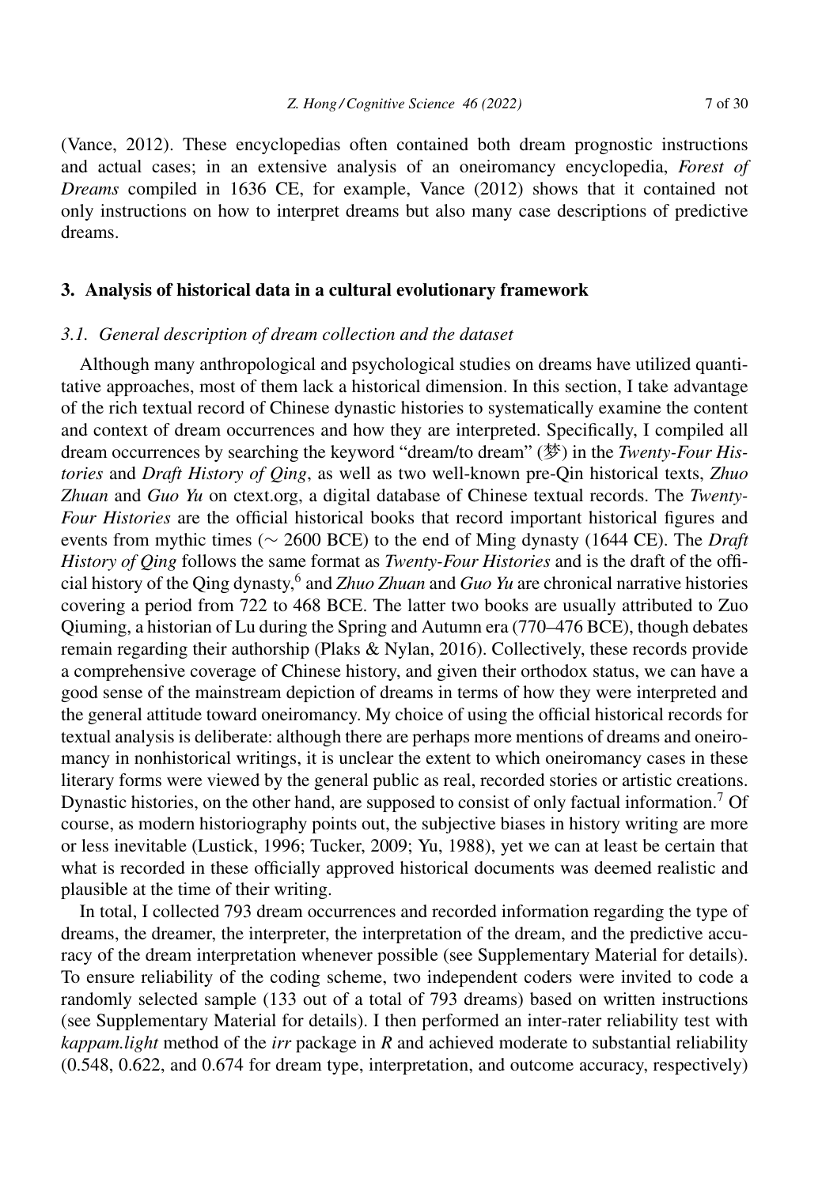(Vance, 2012). These encyclopedias often contained both dream prognostic instructions and actual cases; in an extensive analysis of an oneiromancy encyclopedia, *Forest of Dreams* compiled in 1636 CE, for example, Vance (2012) shows that it contained not only instructions on how to interpret dreams but also many case descriptions of predictive dreams.

## 3. Analysis of historical data in a cultural evolutionary framework

### 3.1. General description of dream collection and the dataset

Although many anthropological and psychological studies on dreams have utilized quantitative approaches, most of them lack a historical dimension. In this section, I take advantage of the rich textual record of Chinese dynastic histories to systematically examine the content and context of dream occurrences and how they are interpreted. Specifically, I compiled all dream occurrences by searching the keyword "dream/to dream" (梦) in the *Twenty-Four Histories* and *Draft History of Qing*, as well as two well-known pre-Qin historical texts, *Zhuo Zhuan* and *Guo Yu* on ctext.org, a digital database of Chinese textual records. The *Twenty-Four Histories* are the official historical books that record important historical figures and events from mythic times (∼ 2600 BCE) to the end of Ming dynasty (1644 CE). The *Draft History of Qing* follows the same format as *Twenty-Four Histories* and is the draft of the official history of the Qing dynasty,[6] and *Zhuo Zhuan* and *Guo Yu* are chronical narrative histories covering a period from 722 to 468 BCE. The latter two books are usually attributed to Zuo Qiuming, a historian of Lu during the Spring and Autumn era (770–476 BCE), though debates remain regarding their authorship (Plaks & Nylan, 2016). Collectively, these records provide a comprehensive coverage of Chinese history, and given their orthodox status, we can have a good sense of the mainstream depiction of dreams in terms of how they were interpreted and the general attitude toward oneiromancy. My choice of using the official historical records for textual analysis is deliberate: although there are perhaps more mentions of dreams and oneiromancy in nonhistorical writings, it is unclear the extent to which oneiromancy cases in these literary forms were viewed by the general public as real, recorded stories or artistic creations. Dynastic histories, on the other hand, are supposed to consist of only factual information.[7] Of course, as modern historiography points out, the subjective biases in history writing are more or less inevitable (Lustick, 1996; Tucker, 2009; Yu, 1988), yet we can at least be certain that what is recorded in these officially approved historical documents was deemed realistic and plausible at the time of their writing.

In total, I collected 793 dream occurrences and recorded information regarding the type of dreams, the dreamer, the interpreter, the interpretation of the dream, and the predictive accuracy of the dream interpretation whenever possible (see Supplementary Material for details). To ensure reliability of the coding scheme, two independent coders were invited to code a randomly selected sample (133 out of a total of 793 dreams) based on written instructions (see Supplementary Material for details). I then performed an inter-rater reliability test with *kappam.light* method of the *irr* package in *R* and achieved moderate to substantial reliability (0.548, 0.622, and 0.674 for dream type, interpretation, and outcome accuracy, respectively)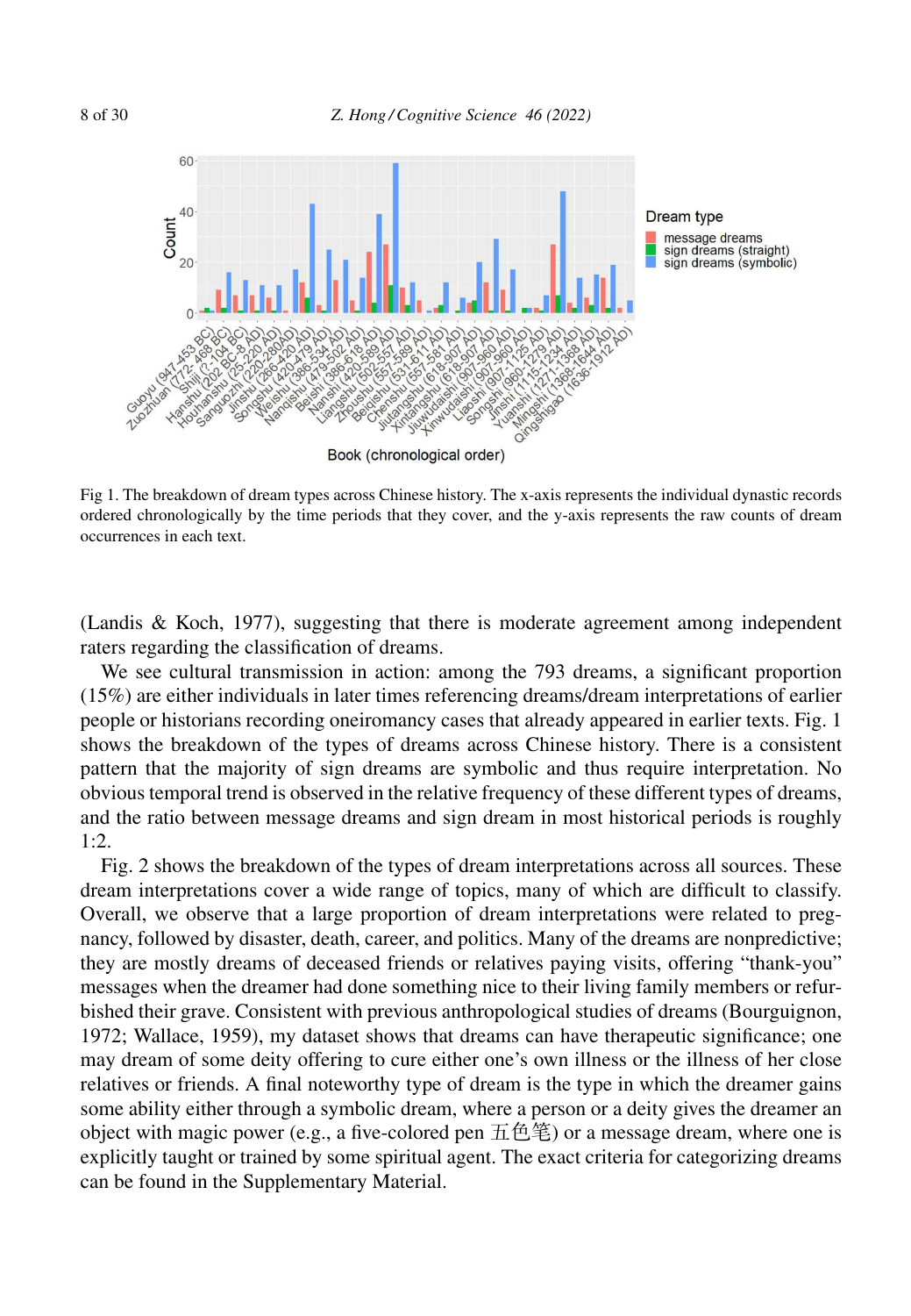Fig 1. The breakdown of dream types across Chinese history. The x-axis represents the individual dynastic records ordered chronologically by the time periods that they cover, and the y-axis represents the raw counts of dream occurrences in each text.

(Landis & Koch, 1977), suggesting that there is moderate agreement among independent raters regarding the classification of dreams.

We see cultural transmission in action: among the 793 dreams, a significant proportion (15%) are either individuals in later times referencing dreams/dream interpretations of earlier people or historians recording oneiromancy cases that already appeared in earlier texts. Fig. 1 shows the breakdown of the types of dreams across Chinese history. There is a consistent pattern that the majority of sign dreams are symbolic and thus require interpretation. No obvious temporal trend is observed in the relative frequency of these different types of dreams, and the ratio between message dreams and sign dream in most historical periods is roughly 1:2.

Fig. 2 shows the breakdown of the types of dream interpretations across all sources. These dream interpretations cover a wide range of topics, many of which are difficult to classify. Overall, we observe that a large proportion of dream interpretations were related to pregnancy, followed by disaster, death, career, and politics. Many of the dreams are nonpredictive; they are mostly dreams of deceased friends or relatives paying visits, offering "thank-you" messages when the dreamer had done something nice to their living family members or refurbished their grave. Consistent with previous anthropological studies of dreams (Bourguignon, 1972; Wallace, 1959), my dataset shows that dreams can have therapeutic significance; one may dream of some deity offering to cure either one's own illness or the illness of her close relatives or friends. A final noteworthy type of dream is the type in which the dreamer gains some ability either through a symbolic dream, where a person or a deity gives the dreamer an object with magic power (e.g., a five-colored pen 五色笔) or a message dream, where one is explicitly taught or trained by some spiritual agent. The exact criteria for categorizing dreams can be found in the Supplementary Material.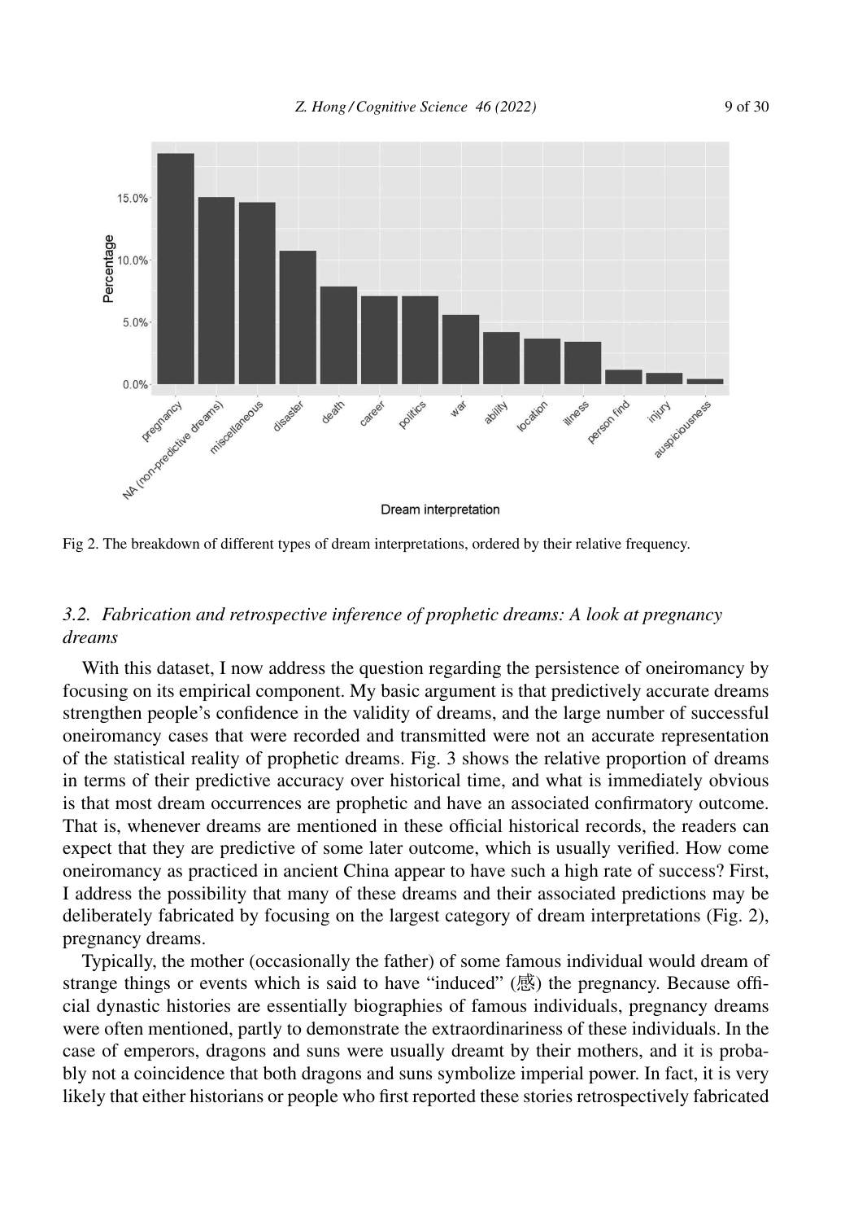Fig 2. The breakdown of different types of dream interpretations, ordered by their relative frequency.

### 3.2. Fabrication and retrospective inference of prophetic dreams: A look at pregnancy dreams

With this dataset, I now address the question regarding the persistence of oneiromancy by focusing on its empirical component. My basic argument is that predictively accurate dreams strengthen people's confidence in the validity of dreams, and the large number of successful oneiromancy cases that were recorded and transmitted were not an accurate representation of the statistical reality of prophetic dreams. Fig. 3 shows the relative proportion of dreams in terms of their predictive accuracy over historical time, and what is immediately obvious is that most dream occurrences are prophetic and have an associated confirmatory outcome. That is, whenever dreams are mentioned in these official historical records, the readers can expect that they are predictive of some later outcome, which is usually verified. How come oneiromancy as practiced in ancient China appear to have such a high rate of success? First, I address the possibility that many of these dreams and their associated predictions may be deliberately fabricated by focusing on the largest category of dream interpretations (Fig. 2), pregnancy dreams.

Typically, the mother (occasionally the father) of some famous individual would dream of strange things or events which is said to have "induced" (感) the pregnancy. Because official dynastic histories are essentially biographies of famous individuals, pregnancy dreams were often mentioned, partly to demonstrate the extraordinariness of these individuals. In the case of emperors, dragons and suns were usually dreamt by their mothers, and it is probably not a coincidence that both dragons and suns symbolize imperial power. In fact, it is very likely that either historians or people who first reported these stories retrospectively fabricated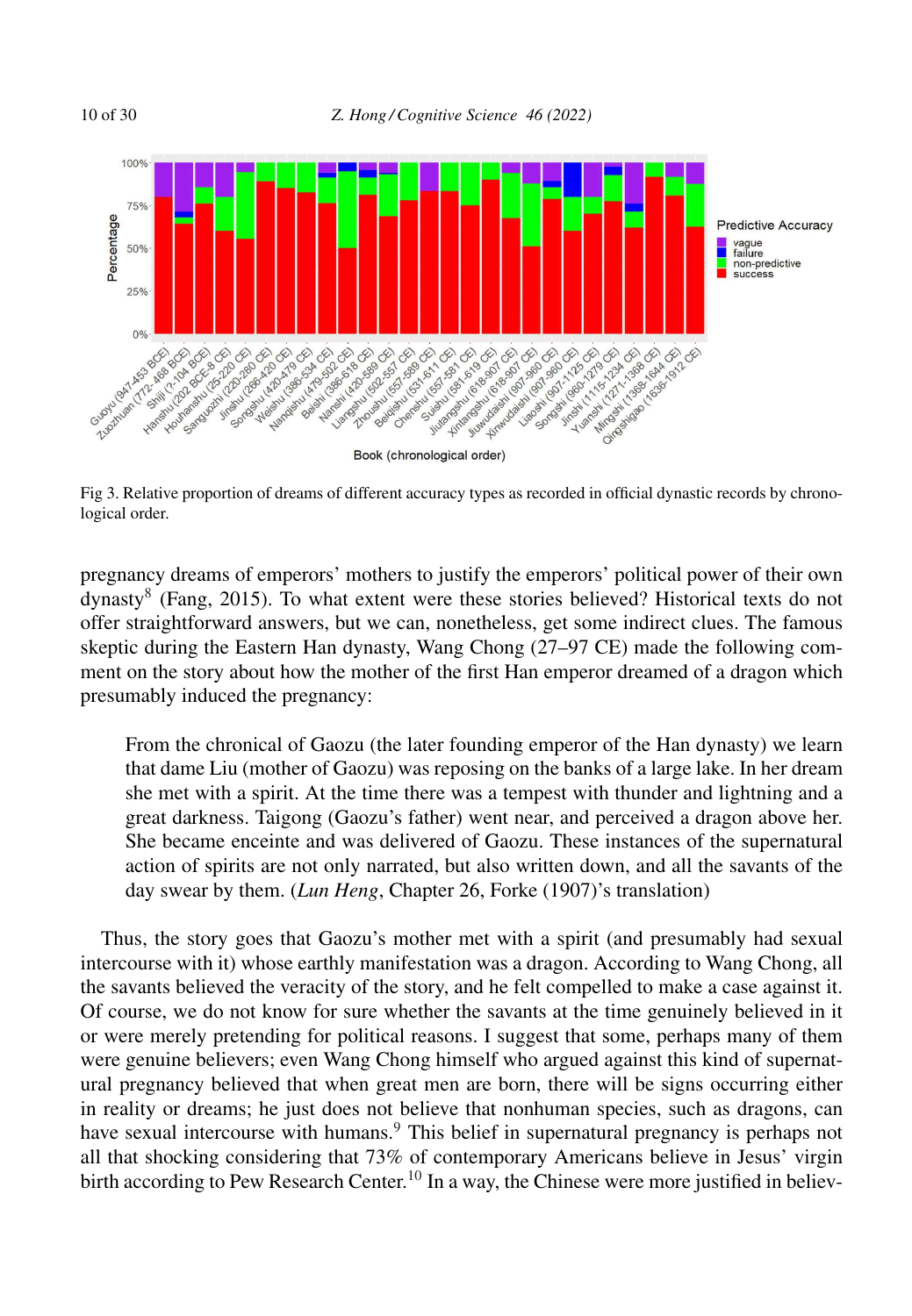Fig 3. Relative proportion of dreams of different accuracy types as recorded in official dynastic records by chronological order.

pregnancy dreams of emperors' mothers to justify the emperors' political power of their own dynasty[8] (Fang, 2015). To what extent were these stories believed? Historical texts do not offer straightforward answers, but we can, nonetheless, get some indirect clues. The famous skeptic during the Eastern Han dynasty, Wang Chong (27–97 CE) made the following comment on the story about how the mother of the first Han emperor dreamed of a dragon which presumably induced the pregnancy:

> From the chronical of Gaozu (the later founding emperor of the Han dynasty) we learn that dame Liu (mother of Gaozu) was reposing on the banks of a large lake. In her dream she met with a spirit. At the time there was a tempest with thunder and lightning and a great darkness. Taigong (Gaozu's father) went near, and perceived a dragon above her. She became enceinte and was delivered of Gaozu. These instances of the supernatural action of spirits are not only narrated, but also written down, and all the savants of the day swear by them. (*Lun Heng*, Chapter 26, Forke (1907)'s translation)

Thus, the story goes that Gaozu's mother met with a spirit (and presumably had sexual intercourse with it) whose earthly manifestation was a dragon. According to Wang Chong, all the savants believed the veracity of the story, and he felt compelled to make a case against it. Of course, we do not know for sure whether the savants at the time genuinely believed in it or were merely pretending for political reasons. I suggest that some, perhaps many of them were genuine believers; even Wang Chong himself who argued against this kind of supernatural pregnancy believed that when great men are born, there will be signs occurring either in reality or dreams; he just does not believe that nonhuman species, such as dragons, can have sexual intercourse with humans.[9] This belief in supernatural pregnancy is perhaps not all that shocking considering that 73% of contemporary Americans believe in Jesus' virgin birth according to Pew Research Center.[10] In a way, the Chinese were more justified in believ-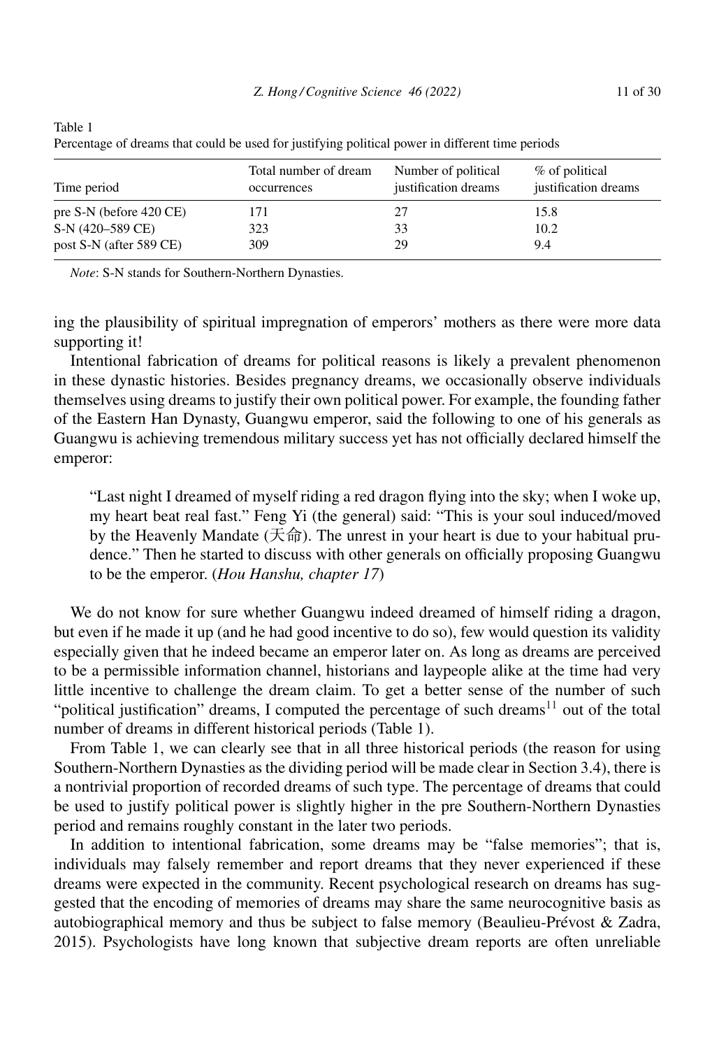Table 1

Percentage of dreams that could be used for justifying political power in different time periods

| Time period | Total number of dream occurrences | Number of political justification dreams | % of political justification dreams |
|---|---|---|---|
| pre S-N (before 420 CE) | 171 | 27 | 15.8 |
| S-N (420–589 CE) | 323 | 33 | 10.2 |
| post S-N (after 589 CE) | 309 | 29 | 9.4 |

*Note*: S-N stands for Southern-Northern Dynasties.

ing the plausibility of spiritual impregnation of emperors' mothers as there were more data supporting it!

Intentional fabrication of dreams for political reasons is likely a prevalent phenomenon in these dynastic histories. Besides pregnancy dreams, we occasionally observe individuals themselves using dreams to justify their own political power. For example, the founding father of the Eastern Han Dynasty, Guangwu emperor, said the following to one of his generals as Guangwu is achieving tremendous military success yet has not officially declared himself the emperor:

> "Last night I dreamed of myself riding a red dragon flying into the sky; when I woke up, my heart beat real fast." Feng Yi (the general) said: "This is your soul induced/moved by the Heavenly Mandate (天命). The unrest in your heart is due to your habitual prudence." Then he started to discuss with other generals on officially proposing Guangwu to be the emperor. (*Hou Hanshu, chapter 17*)

We do not know for sure whether Guangwu indeed dreamed of himself riding a dragon, but even if he made it up (and he had good incentive to do so), few would question its validity especially given that he indeed became an emperor later on. As long as dreams are perceived to be a permissible information channel, historians and laypeople alike at the time had very little incentive to challenge the dream claim. To get a better sense of the number of such "political justification" dreams, I computed the percentage of such dreams[11] out of the total number of dreams in different historical periods (Table 1).

From Table 1, we can clearly see that in all three historical periods (the reason for using Southern-Northern Dynasties as the dividing period will be made clear in Section 3.4), there is a nontrivial proportion of recorded dreams of such type. The percentage of dreams that could be used to justify political power is slightly higher in the pre Southern-Northern Dynasties period and remains roughly constant in the later two periods.

In addition to intentional fabrication, some dreams may be "false memories"; that is, individuals may falsely remember and report dreams that they never experienced if these dreams were expected in the community. Recent psychological research on dreams has suggested that the encoding of memories of dreams may share the same neurocognitive basis as autobiographical memory and thus be subject to false memory (Beaulieu-Prévost & Zadra, 2015). Psychologists have long known that subjective dream reports are often unreliable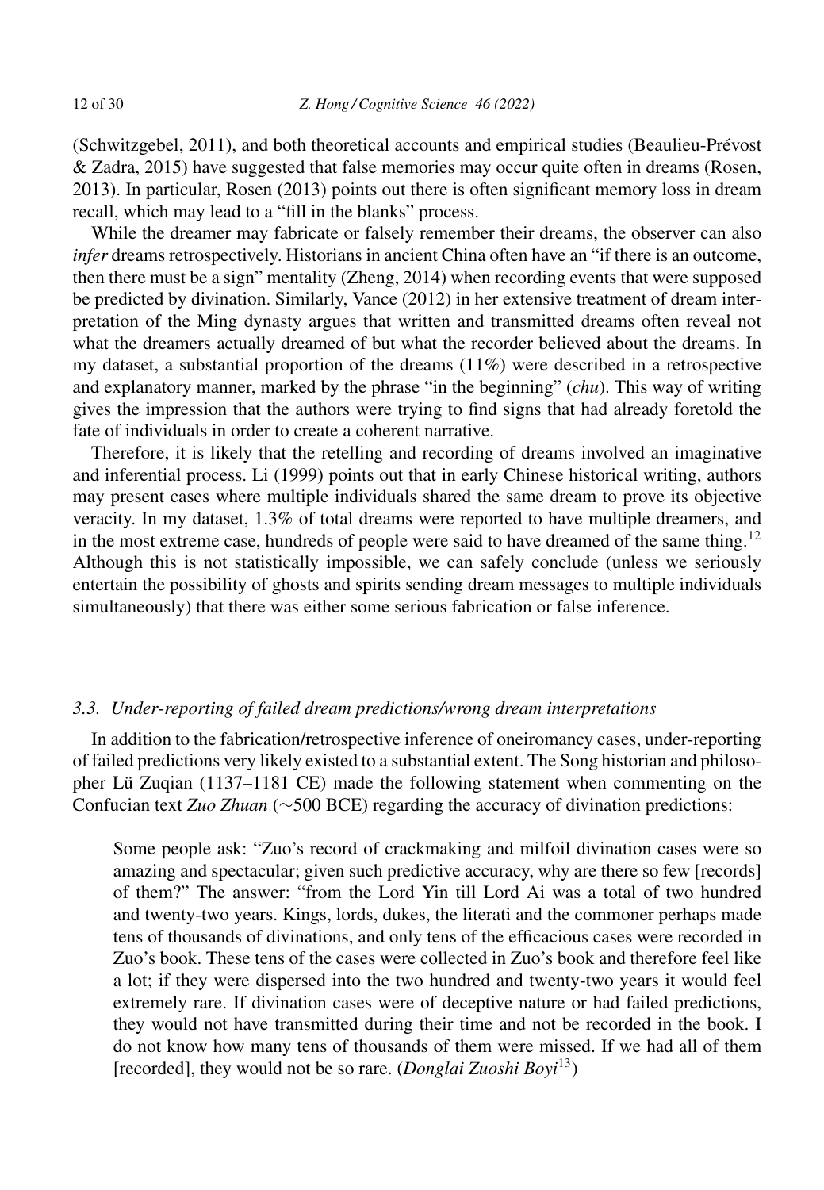(Schwitzgebel, 2011), and both theoretical accounts and empirical studies (Beaulieu-Prévost & Zadra, 2015) have suggested that false memories may occur quite often in dreams (Rosen, 2013). In particular, Rosen (2013) points out there is often significant memory loss in dream recall, which may lead to a "fill in the blanks" process.

While the dreamer may fabricate or falsely remember their dreams, the observer can also *infer* dreams retrospectively. Historians in ancient China often have an "if there is an outcome, then there must be a sign" mentality (Zheng, 2014) when recording events that were supposed be predicted by divination. Similarly, Vance (2012) in her extensive treatment of dream interpretation of the Ming dynasty argues that written and transmitted dreams often reveal not what the dreamers actually dreamed of but what the recorder believed about the dreams. In my dataset, a substantial proportion of the dreams (11%) were described in a retrospective and explanatory manner, marked by the phrase "in the beginning" (*chu*). This way of writing gives the impression that the authors were trying to find signs that had already foretold the fate of individuals in order to create a coherent narrative.

Therefore, it is likely that the retelling and recording of dreams involved an imaginative and inferential process. Li (1999) points out that in early Chinese historical writing, authors may present cases where multiple individuals shared the same dream to prove its objective veracity. In my dataset, 1.3% of total dreams were reported to have multiple dreamers, and in the most extreme case, hundreds of people were said to have dreamed of the same thing.[12] Although this is not statistically impossible, we can safely conclude (unless we seriously entertain the possibility of ghosts and spirits sending dream messages to multiple individuals simultaneously) that there was either some serious fabrication or false inference.

### 3.3. Under-reporting of failed dream predictions/wrong dream interpretations

In addition to the fabrication/retrospective inference of oneiromancy cases, under-reporting of failed predictions very likely existed to a substantial extent. The Song historian and philosopher Lü Zuqian (1137–1181 CE) made the following statement when commenting on the Confucian text *Zuo Zhuan* (~500 BCE) regarding the accuracy of divination predictions:

> Some people ask: "Zuo's record of crackmaking and milfoil divination cases were so amazing and spectacular; given such predictive accuracy, why are there so few [records] of them?" The answer: "from the Lord Yin till Lord Ai was a total of two hundred and twenty-two years. Kings, lords, dukes, the literati and the commoner perhaps made tens of thousands of divinations, and only tens of the efficacious cases were recorded in Zuo's book. These tens of the cases were collected in Zuo's book and therefore feel like a lot; if they were dispersed into the two hundred and twenty-two years it would feel extremely rare. If divination cases were of deceptive nature or had failed predictions, they would not have transmitted during their time and not be recorded in the book. I do not know how many tens of thousands of them were missed. If we had all of them [recorded], they would not be so rare. (*Donglai Zuoshi Boyi*[13])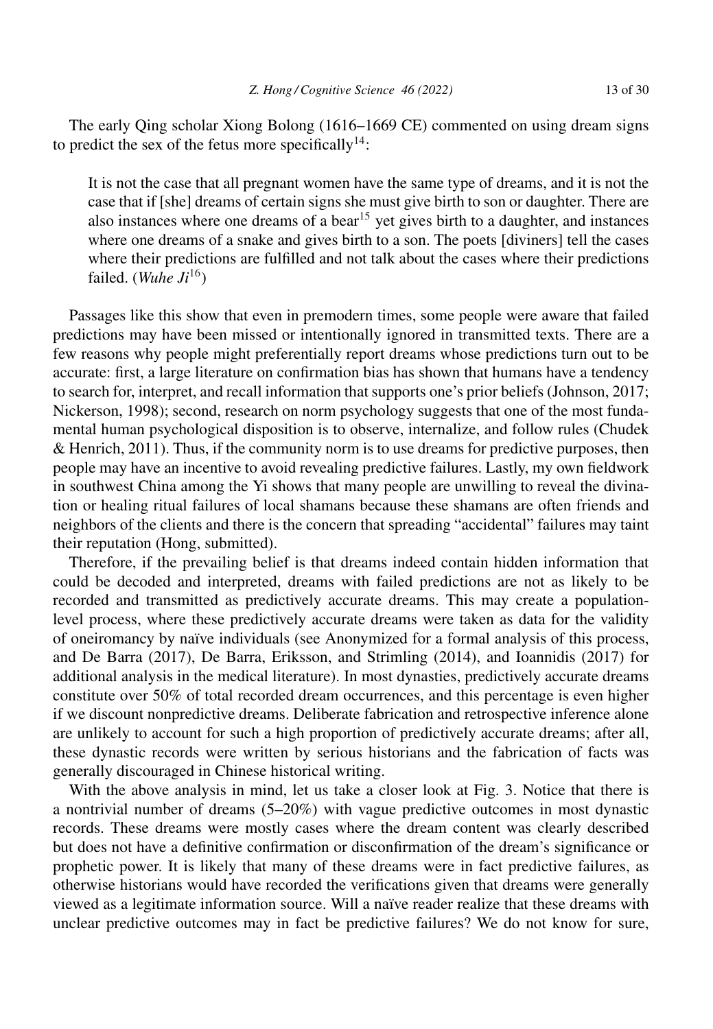The early Qing scholar Xiong Bolong (1616–1669 CE) commented on using dream signs to predict the sex of the fetus more specifically[14]:

> It is not the case that all pregnant women have the same type of dreams, and it is not the case that if [she] dreams of certain signs she must give birth to son or daughter. There are also instances where one dreams of a bear[15] yet gives birth to a daughter, and instances where one dreams of a snake and gives birth to a son. The poets [diviners] tell the cases where their predictions are fulfilled and not talk about the cases where their predictions failed. (*Wuhe Ji*[16])

Passages like this show that even in premodern times, some people were aware that failed predictions may have been missed or intentionally ignored in transmitted texts. There are a few reasons why people might preferentially report dreams whose predictions turn out to be accurate: first, a large literature on confirmation bias has shown that humans have a tendency to search for, interpret, and recall information that supports one's prior beliefs (Johnson, 2017; Nickerson, 1998); second, research on norm psychology suggests that one of the most fundamental human psychological disposition is to observe, internalize, and follow rules (Chudek & Henrich, 2011). Thus, if the community norm is to use dreams for predictive purposes, then people may have an incentive to avoid revealing predictive failures. Lastly, my own fieldwork in southwest China among the Yi shows that many people are unwilling to reveal the divination or healing ritual failures of local shamans because these shamans are often friends and neighbors of the clients and there is the concern that spreading "accidental" failures may taint their reputation (Hong, submitted).

Therefore, if the prevailing belief is that dreams indeed contain hidden information that could be decoded and interpreted, dreams with failed predictions are not as likely to be recorded and transmitted as predictively accurate dreams. This may create a population-level process, where these predictively accurate dreams were taken as data for the validity of oneiromancy by naïve individuals (see Anonymized for a formal analysis of this process, and De Barra (2017), De Barra, Eriksson, and Strimling (2014), and Ioannidis (2017) for additional analysis in the medical literature). In most dynasties, predictively accurate dreams constitute over 50% of total recorded dream occurrences, and this percentage is even higher if we discount nonpredictive dreams. Deliberate fabrication and retrospective inference alone are unlikely to account for such a high proportion of predictively accurate dreams; after all, these dynastic records were written by serious historians and the fabrication of facts was generally discouraged in Chinese historical writing.

With the above analysis in mind, let us take a closer look at Fig. 3. Notice that there is a nontrivial number of dreams (5–20%) with vague predictive outcomes in most dynastic records. These dreams were mostly cases where the dream content was clearly described but does not have a definitive confirmation or disconfirmation of the dream's significance or prophetic power. It is likely that many of these dreams were in fact predictive failures, as otherwise historians would have recorded the verifications given that dreams were generally viewed as a legitimate information source. Will a naïve reader realize that these dreams with unclear predictive outcomes may in fact be predictive failures? We do not know for sure,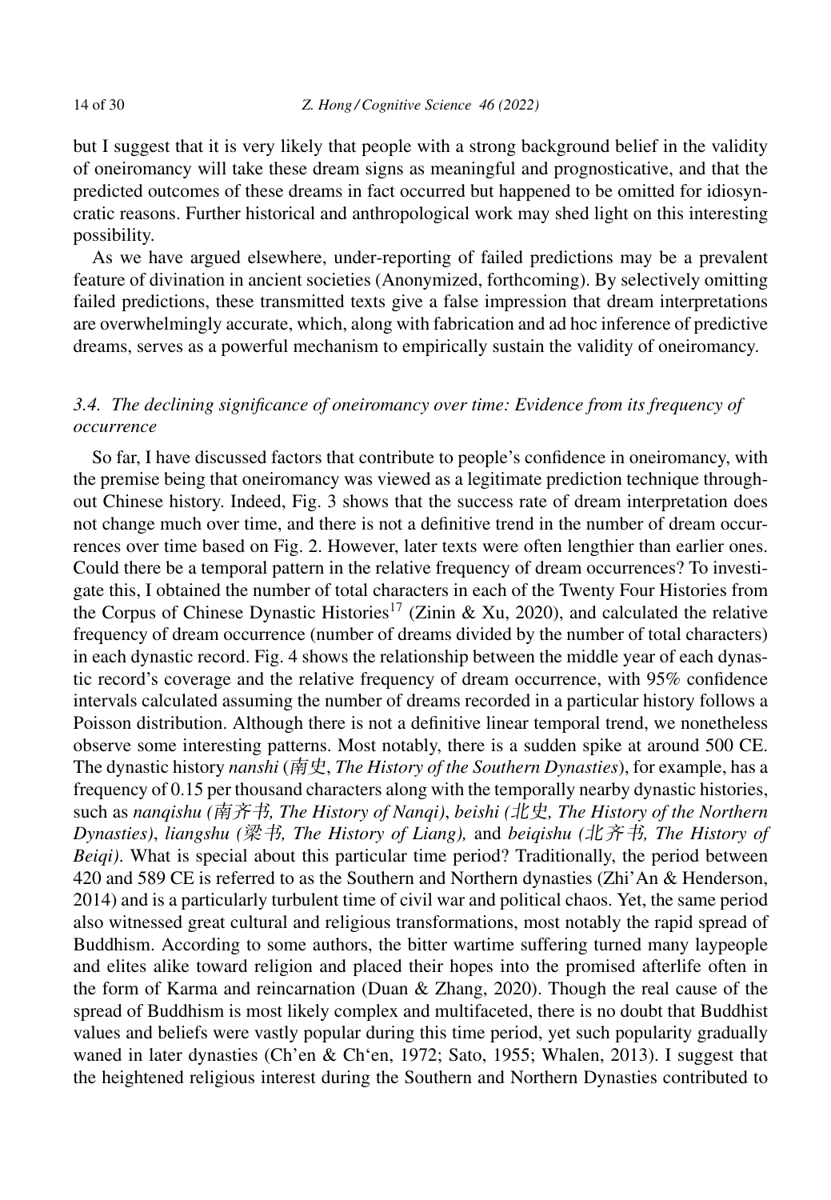but I suggest that it is very likely that people with a strong background belief in the validity of oneiromancy will take these dream signs as meaningful and prognosticative, and that the predicted outcomes of these dreams in fact occurred but happened to be omitted for idiosyncratic reasons. Further historical and anthropological work may shed light on this interesting possibility.

As we have argued elsewhere, under-reporting of failed predictions may be a prevalent feature of divination in ancient societies (Anonymized, forthcoming). By selectively omitting failed predictions, these transmitted texts give a false impression that dream interpretations are overwhelmingly accurate, which, along with fabrication and ad hoc inference of predictive dreams, serves as a powerful mechanism to empirically sustain the validity of oneiromancy.

### *3.4. The declining significance of oneiromancy over time: Evidence from its frequency of occurrence*

So far, I have discussed factors that contribute to people's confidence in oneiromancy, with the premise being that oneiromancy was viewed as a legitimate prediction technique throughout Chinese history. Indeed, Fig. 3 shows that the success rate of dream interpretation does not change much over time, and there is not a definitive trend in the number of dream occurrences over time based on Fig. 2. However, later texts were often lengthier than earlier ones. Could there be a temporal pattern in the relative frequency of dream occurrences? To investigate this, I obtained the number of total characters in each of the Twenty Four Histories from the Corpus of Chinese Dynastic Histories[17] (Zinin & Xu, 2020), and calculated the relative frequency of dream occurrence (number of dreams divided by the number of total characters) in each dynastic record. Fig. 4 shows the relationship between the middle year of each dynastic record's coverage and the relative frequency of dream occurrence, with 95% confidence intervals calculated assuming the number of dreams recorded in a particular history follows a Poisson distribution. Although there is not a definitive linear temporal trend, we nonetheless observe some interesting patterns. Most notably, there is a sudden spike at around 500 CE. The dynastic history *nanshi* (*南史*, *The History of the Southern Dynasties*), for example, has a frequency of 0.15 per thousand characters along with the temporally nearby dynastic histories, such as *nanqishu (南齐书, The History of Nanqi)*, *beishi (北史, The History of the Northern Dynasties)*, *liangshu (梁书, The History of Liang),* and *beiqishu (北齐书, The History of Beiqi)*. What is special about this particular time period? Traditionally, the period between 420 and 589 CE is referred to as the Southern and Northern dynasties (Zhi'An & Henderson, 2014) and is a particularly turbulent time of civil war and political chaos. Yet, the same period also witnessed great cultural and religious transformations, most notably the rapid spread of Buddhism. According to some authors, the bitter wartime suffering turned many laypeople and elites alike toward religion and placed their hopes into the promised afterlife often in the form of Karma and reincarnation (Duan & Zhang, 2020). Though the real cause of the spread of Buddhism is most likely complex and multifaceted, there is no doubt that Buddhist values and beliefs were vastly popular during this time period, yet such popularity gradually waned in later dynasties (Ch'en & Ch'en, 1972; Sato, 1955; Whalen, 2013). I suggest that the heightened religious interest during the Southern and Northern Dynasties contributed to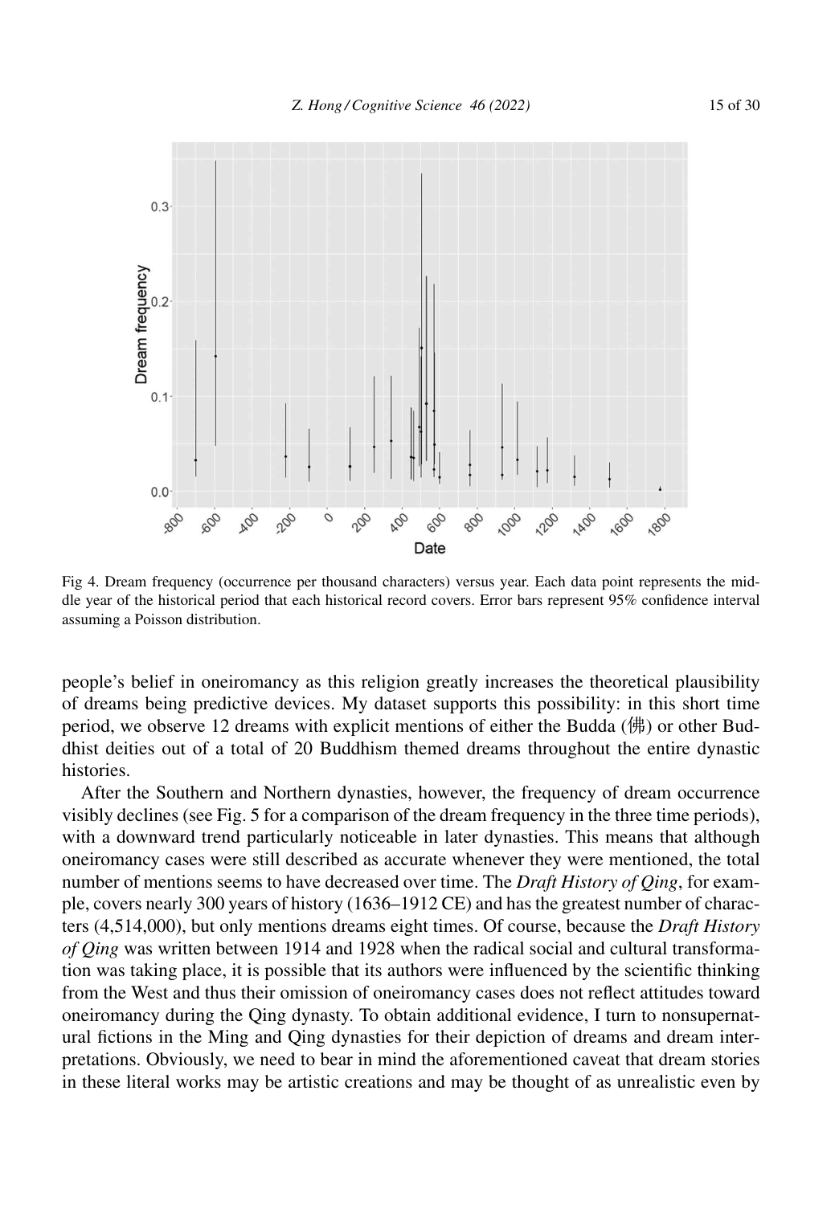Fig 4. Dream frequency (occurrence per thousand characters) versus year. Each data point represents the middle year of the historical period that each historical record covers. Error bars represent 95% confidence interval assuming a Poisson distribution.

people's belief in oneiromancy as this religion greatly increases the theoretical plausibility of dreams being predictive devices. My dataset supports this possibility: in this short time period, we observe 12 dreams with explicit mentions of either the Budda (佛) or other Buddhist deities out of a total of 20 Buddhism themed dreams throughout the entire dynastic histories.

After the Southern and Northern dynasties, however, the frequency of dream occurrence visibly declines (see Fig. 5 for a comparison of the dream frequency in the three time periods), with a downward trend particularly noticeable in later dynasties. This means that although oneiromancy cases were still described as accurate whenever they were mentioned, the total number of mentions seems to have decreased over time. The *Draft History of Qing*, for example, covers nearly 300 years of history (1636–1912 CE) and has the greatest number of characters (4,514,000), but only mentions dreams eight times. Of course, because the *Draft History of Qing* was written between 1914 and 1928 when the radical social and cultural transformation was taking place, it is possible that its authors were influenced by the scientific thinking from the West and thus their omission of oneiromancy cases does not reflect attitudes toward oneiromancy during the Qing dynasty. To obtain additional evidence, I turn to nonsupernatural fictions in the Ming and Qing dynasties for their depiction of dreams and dream interpretations. Obviously, we need to bear in mind the aforementioned caveat that dream stories in these literal works may be artistic creations and may be thought of as unrealistic even by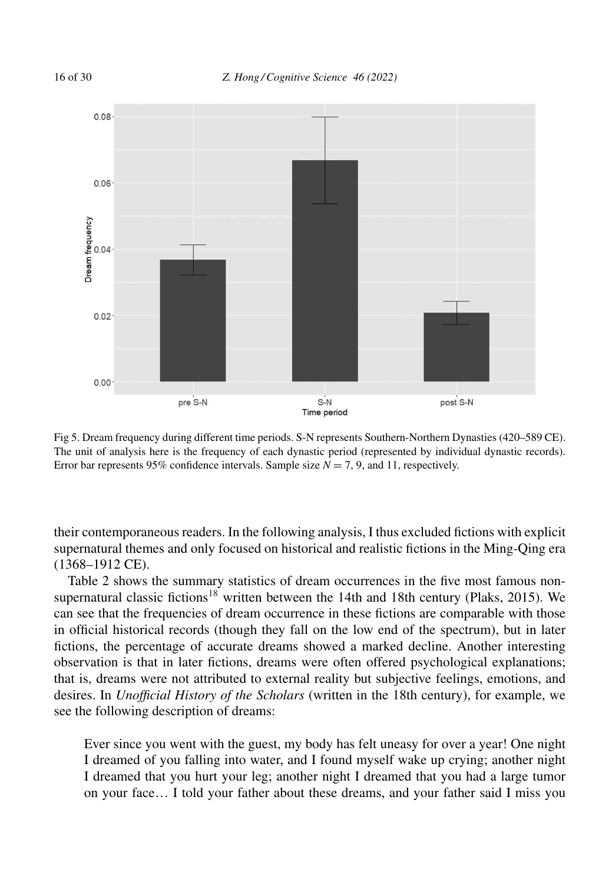Fig 5. Dream frequency during different time periods. S-N represents Southern-Northern Dynasties (420–589 CE). The unit of analysis here is the frequency of each dynastic period (represented by individual dynastic records). Error bar represents 95% confidence intervals. Sample size $N = 7$, 9, and 11, respectively.

their contemporaneous readers. In the following analysis, I thus excluded fictions with explicit supernatural themes and only focused on historical and realistic fictions in the Ming-Qing era (1368–1912 CE).

Table 2 shows the summary statistics of dream occurrences in the five most famous non-supernatural classic fictions[18] written between the 14th and 18th century (Plaks, 2015). We can see that the frequencies of dream occurrence in these fictions are comparable with those in official historical records (though they fall on the low end of the spectrum), but in later fictions, the percentage of accurate dreams showed a marked decline. Another interesting observation is that in later fictions, dreams were often offered psychological explanations; that is, dreams were not attributed to external reality but subjective feelings, emotions, and desires. In *Unofficial History of the Scholars* (written in the 18th century), for example, we see the following description of dreams:

> Ever since you went with the guest, my body has felt uneasy for over a year! One night I dreamed of you falling into water, and I found myself wake up crying; another night I dreamed that you hurt your leg; another night I dreamed that you had a large tumor on your face… I told your father about these dreams, and your father said I miss you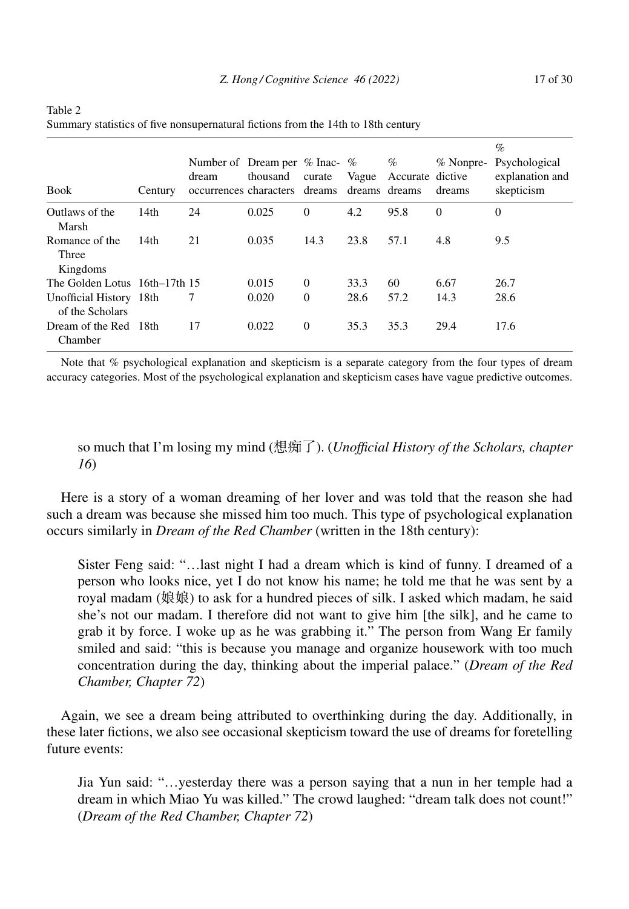Table 2
Summary statistics of five nonsupernatural fictions from the 14th to 18th century

| Book | Century | Number of dream occurrences | Dream per thousand characters | % Inaccurate dreams | % Vague dreams | % Accurate dreams | % Nonpredictive dreams | % Psychological explanation and skepticism |
|---|---|---|---|---|---|---|---|---|
| Outlaws of the Marsh | 14th | 24 | 0.025 | 0 | 4.2 | 95.8 | 0 | 0 |
| Romance of the Three Kingdoms | 14th | 21 | 0.035 | 14.3 | 23.8 | 57.1 | 4.8 | 9.5 |
| The Golden Lotus | 16th–17th | 15 | 0.015 | 0 | 33.3 | 60 | 6.67 | 26.7 |
| Unofficial History of the Scholars | 18th | 7 | 0.020 | 0 | 28.6 | 57.2 | 14.3 | 28.6 |
| Dream of the Red Chamber | 18th | 17 | 0.022 | 0 | 35.3 | 35.3 | 29.4 | 17.6 |

Note that % psychological explanation and skepticism is a separate category from the four types of dream accuracy categories. Most of the psychological explanation and skepticism cases have vague predictive outcomes.

> so much that I'm losing my mind (想痴了). (*Unofficial History of the Scholars, chapter 16*)

Here is a story of a woman dreaming of her lover and was told that the reason she had such a dream was because she missed him too much. This type of psychological explanation occurs similarly in *Dream of the Red Chamber* (written in the 18th century):

> Sister Feng said: "…last night I had a dream which is kind of funny. I dreamed of a person who looks nice, yet I do not know his name; he told me that he was sent by a royal madam (娘娘) to ask for a hundred pieces of silk. I asked which madam, he said she's not our madam. I therefore did not want to give him [the silk], and he came to grab it by force. I woke up as he was grabbing it." The person from Wang Er family smiled and said: "this is because you manage and organize housework with too much concentration during the day, thinking about the imperial palace." (*Dream of the Red Chamber, Chapter 72*)

Again, we see a dream being attributed to overthinking during the day. Additionally, in these later fictions, we also see occasional skepticism toward the use of dreams for foretelling future events:

> Jia Yun said: "…yesterday there was a person saying that a nun in her temple had a dream in which Miao Yu was killed." The crowd laughed: "dream talk does not count!" (*Dream of the Red Chamber, Chapter 72*)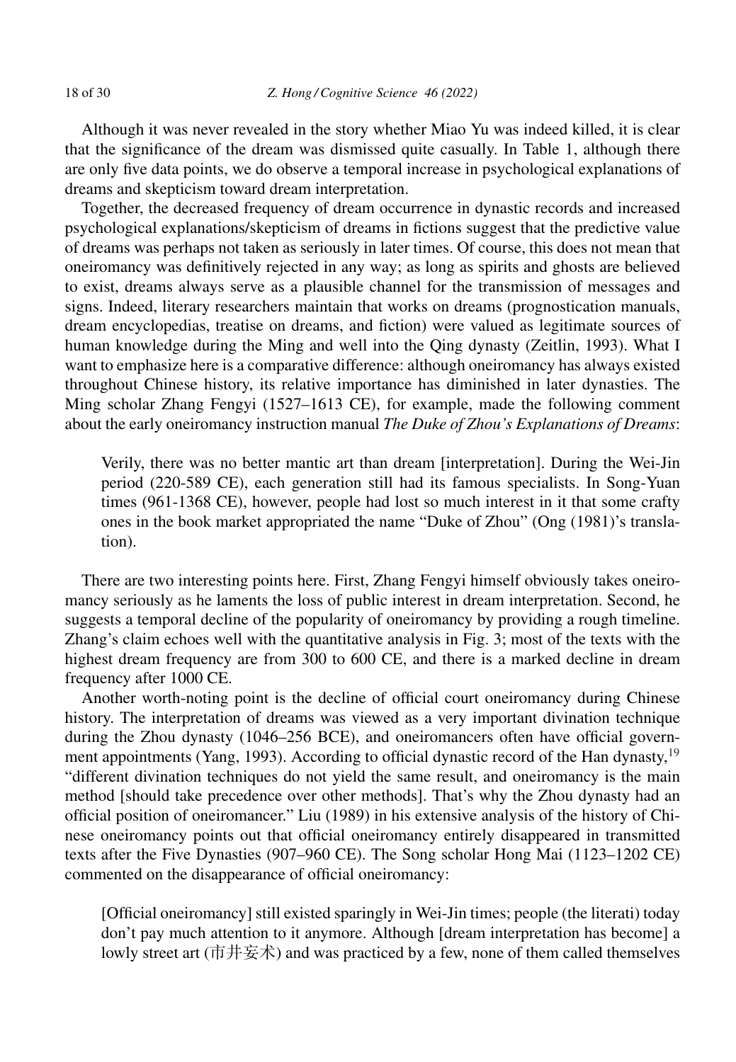Although it was never revealed in the story whether Miao Yu was indeed killed, it is clear that the significance of the dream was dismissed quite casually. In Table 1, although there are only five data points, we do observe a temporal increase in psychological explanations of dreams and skepticism toward dream interpretation.

Together, the decreased frequency of dream occurrence in dynastic records and increased psychological explanations/skepticism of dreams in fictions suggest that the predictive value of dreams was perhaps not taken as seriously in later times. Of course, this does not mean that oneiromancy was definitively rejected in any way; as long as spirits and ghosts are believed to exist, dreams always serve as a plausible channel for the transmission of messages and signs. Indeed, literary researchers maintain that works on dreams (prognostication manuals, dream encyclopedias, treatise on dreams, and fiction) were valued as legitimate sources of human knowledge during the Ming and well into the Qing dynasty (Zeitlin, 1993). What I want to emphasize here is a comparative difference: although oneiromancy has always existed throughout Chinese history, its relative importance has diminished in later dynasties. The Ming scholar Zhang Fengyi (1527–1613 CE), for example, made the following comment about the early oneiromancy instruction manual *The Duke of Zhou's Explanations of Dreams*:

> Verily, there was no better mantic art than dream [interpretation]. During the Wei-Jin period (220-589 CE), each generation still had its famous specialists. In Song-Yuan times (961-1368 CE), however, people had lost so much interest in it that some crafty ones in the book market appropriated the name "Duke of Zhou" (Ong (1981)'s translation).

There are two interesting points here. First, Zhang Fengyi himself obviously takes oneiromancy seriously as he laments the loss of public interest in dream interpretation. Second, he suggests a temporal decline of the popularity of oneiromancy by providing a rough timeline. Zhang's claim echoes well with the quantitative analysis in Fig. 3; most of the texts with the highest dream frequency are from 300 to 600 CE, and there is a marked decline in dream frequency after 1000 CE.

Another worth-noting point is the decline of official court oneiromancy during Chinese history. The interpretation of dreams was viewed as a very important divination technique during the Zhou dynasty (1046–256 BCE), and oneiromancers often have official government appointments (Yang, 1993). According to official dynastic record of the Han dynasty,[19] "different divination techniques do not yield the same result, and oneiromancy is the main method [should take precedence over other methods]. That's why the Zhou dynasty had an official position of oneiromancer." Liu (1989) in his extensive analysis of the history of Chinese oneiromancy points out that official oneiromancy entirely disappeared in transmitted texts after the Five Dynasties (907–960 CE). The Song scholar Hong Mai (1123–1202 CE) commented on the disappearance of official oneiromancy:

> [Official oneiromancy] still existed sparingly in Wei-Jin times; people (the literati) today don't pay much attention to it anymore. Although [dream interpretation has become] a lowly street art (市井妄术) and was practiced by a few, none of them called themselves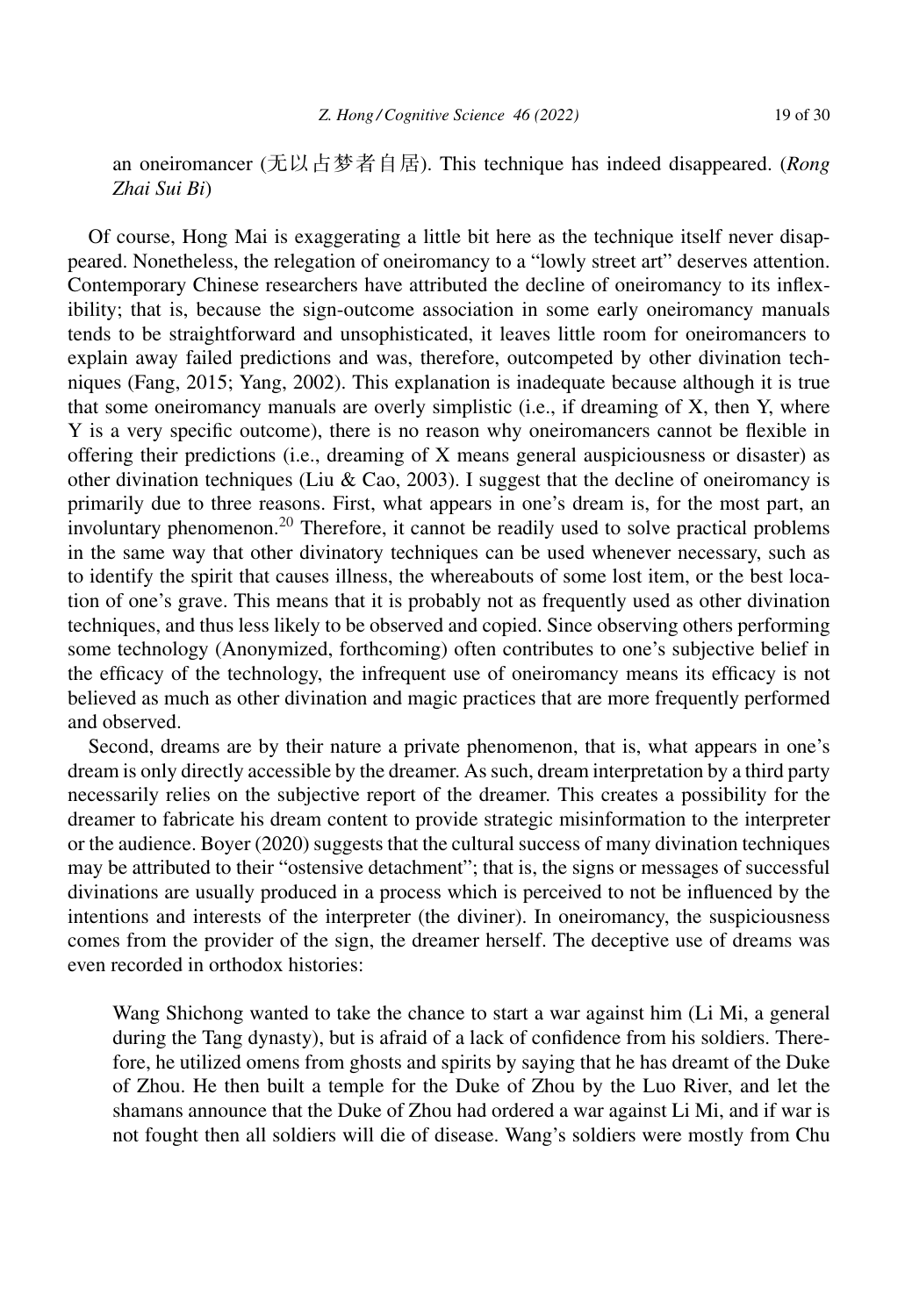an oneiromancer (无以占梦者自居). This technique has indeed disappeared. (*Rong Zhai Sui Bi*)

Of course, Hong Mai is exaggerating a little bit here as the technique itself never disappeared. Nonetheless, the relegation of oneiromancy to a "lowly street art" deserves attention. Contemporary Chinese researchers have attributed the decline of oneiromancy to its inflexibility; that is, because the sign-outcome association in some early oneiromancy manuals tends to be straightforward and unsophisticated, it leaves little room for oneiromancers to explain away failed predictions and was, therefore, outcompeted by other divination techniques (Fang, 2015; Yang, 2002). This explanation is inadequate because although it is true that some oneiromancy manuals are overly simplistic (i.e., if dreaming of X, then Y, where Y is a very specific outcome), there is no reason why oneiromancers cannot be flexible in offering their predictions (i.e., dreaming of X means general auspiciousness or disaster) as other divination techniques (Liu & Cao, 2003). I suggest that the decline of oneiromancy is primarily due to three reasons. First, what appears in one's dream is, for the most part, an involuntary phenomenon.[20] Therefore, it cannot be readily used to solve practical problems in the same way that other divinatory techniques can be used whenever necessary, such as to identify the spirit that causes illness, the whereabouts of some lost item, or the best location of one's grave. This means that it is probably not as frequently used as other divination techniques, and thus less likely to be observed and copied. Since observing others performing some technology (Anonymized, forthcoming) often contributes to one's subjective belief in the efficacy of the technology, the infrequent use of oneiromancy means its efficacy is not believed as much as other divination and magic practices that are more frequently performed and observed.

Second, dreams are by their nature a private phenomenon, that is, what appears in one's dream is only directly accessible by the dreamer. As such, dream interpretation by a third party necessarily relies on the subjective report of the dreamer. This creates a possibility for the dreamer to fabricate his dream content to provide strategic misinformation to the interpreter or the audience. Boyer (2020) suggests that the cultural success of many divination techniques may be attributed to their "ostensive detachment"; that is, the signs or messages of successful divinations are usually produced in a process which is perceived to not be influenced by the intentions and interests of the interpreter (the diviner). In oneiromancy, the suspiciousness comes from the provider of the sign, the dreamer herself. The deceptive use of dreams was even recorded in orthodox histories:

> Wang Shichong wanted to take the chance to start a war against him (Li Mi, a general during the Tang dynasty), but is afraid of a lack of confidence from his soldiers. Therefore, he utilized omens from ghosts and spirits by saying that he has dreamt of the Duke of Zhou. He then built a temple for the Duke of Zhou by the Luo River, and let the shamans announce that the Duke of Zhou had ordered a war against Li Mi, and if war is not fought then all soldiers will die of disease. Wang's soldiers were mostly from Chu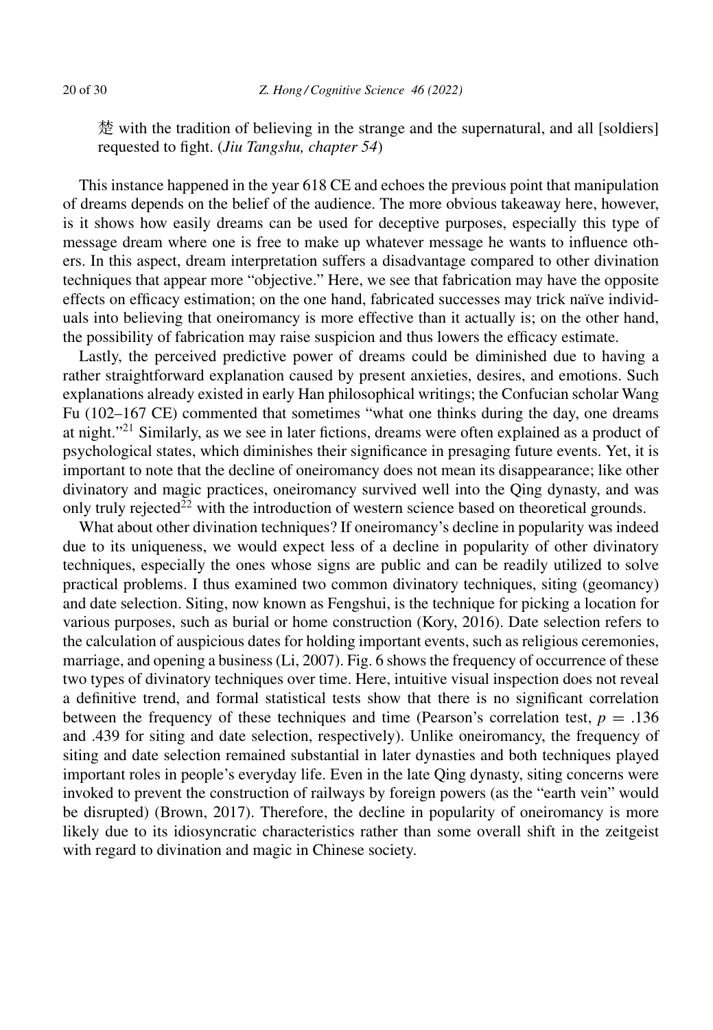楚 with the tradition of believing in the strange and the supernatural, and all [soldiers] requested to fight. (*Jiu Tangshu, chapter 54*)

This instance happened in the year 618 CE and echoes the previous point that manipulation of dreams depends on the belief of the audience. The more obvious takeaway here, however, is it shows how easily dreams can be used for deceptive purposes, especially this type of message dream where one is free to make up whatever message he wants to influence others. In this aspect, dream interpretation suffers a disadvantage compared to other divination techniques that appear more "objective." Here, we see that fabrication may have the opposite effects on efficacy estimation; on the one hand, fabricated successes may trick naïve individuals into believing that oneiromancy is more effective than it actually is; on the other hand, the possibility of fabrication may raise suspicion and thus lowers the efficacy estimate.

Lastly, the perceived predictive power of dreams could be diminished due to having a rather straightforward explanation caused by present anxieties, desires, and emotions. Such explanations already existed in early Han philosophical writings; the Confucian scholar Wang Fu (102–167 CE) commented that sometimes "what one thinks during the day, one dreams at night."[21] Similarly, as we see in later fictions, dreams were often explained as a product of psychological states, which diminishes their significance in presaging future events. Yet, it is important to note that the decline of oneiromancy does not mean its disappearance; like other divinatory and magic practices, oneiromancy survived well into the Qing dynasty, and was only truly rejected[22] with the introduction of western science based on theoretical grounds.

What about other divination techniques? If oneiromancy's decline in popularity was indeed due to its uniqueness, we would expect less of a decline in popularity of other divinatory techniques, especially the ones whose signs are public and can be readily utilized to solve practical problems. I thus examined two common divinatory techniques, siting (geomancy) and date selection. Siting, now known as Fengshui, is the technique for picking a location for various purposes, such as burial or home construction (Kory, 2016). Date selection refers to the calculation of auspicious dates for holding important events, such as religious ceremonies, marriage, and opening a business (Li, 2007). Fig. 6 shows the frequency of occurrence of these two types of divinatory techniques over time. Here, intuitive visual inspection does not reveal a definitive trend, and formal statistical tests show that there is no significant correlation between the frequency of these techniques and time (Pearson's correlation test, $p = .136$ and .439 for siting and date selection, respectively). Unlike oneiromancy, the frequency of siting and date selection remained substantial in later dynasties and both techniques played important roles in people's everyday life. Even in the late Qing dynasty, siting concerns were invoked to prevent the construction of railways by foreign powers (as the "earth vein" would be disrupted) (Brown, 2017). Therefore, the decline in popularity of oneiromancy is more likely due to its idiosyncratic characteristics rather than some overall shift in the zeitgeist with regard to divination and magic in Chinese society.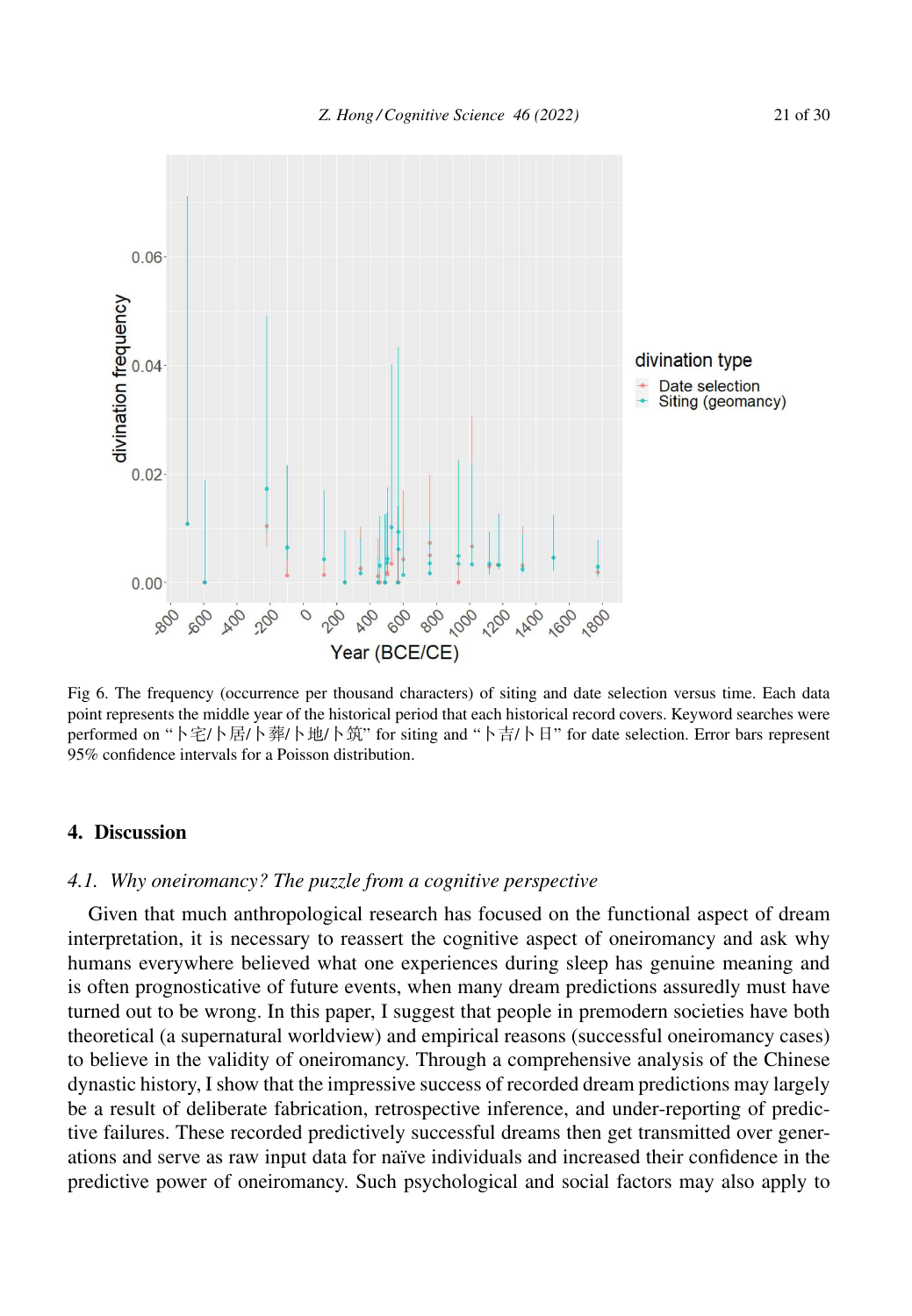Fig 6. The frequency (occurrence per thousand characters) of siting and date selection versus time. Each data point represents the middle year of the historical period that each historical record covers. Keyword searches were performed on "卜宅/卜居/卜葬/卜地/卜筑" for siting and "卜吉/卜日" for date selection. Error bars represent 95% confidence intervals for a Poisson distribution.

## 4. Discussion

### *4.1. Why oneiromancy? The puzzle from a cognitive perspective*

Given that much anthropological research has focused on the functional aspect of dream interpretation, it is necessary to reassert the cognitive aspect of oneiromancy and ask why humans everywhere believed what one experiences during sleep has genuine meaning and is often prognosticative of future events, when many dream predictions assuredly must have turned out to be wrong. In this paper, I suggest that people in premodern societies have both theoretical (a supernatural worldview) and empirical reasons (successful oneiromancy cases) to believe in the validity of oneiromancy. Through a comprehensive analysis of the Chinese dynastic history, I show that the impressive success of recorded dream predictions may largely be a result of deliberate fabrication, retrospective inference, and under-reporting of predictive failures. These recorded predictively successful dreams then get transmitted over generations and serve as raw input data for naïve individuals and increased their confidence in the predictive power of oneiromancy. Such psychological and social factors may also apply to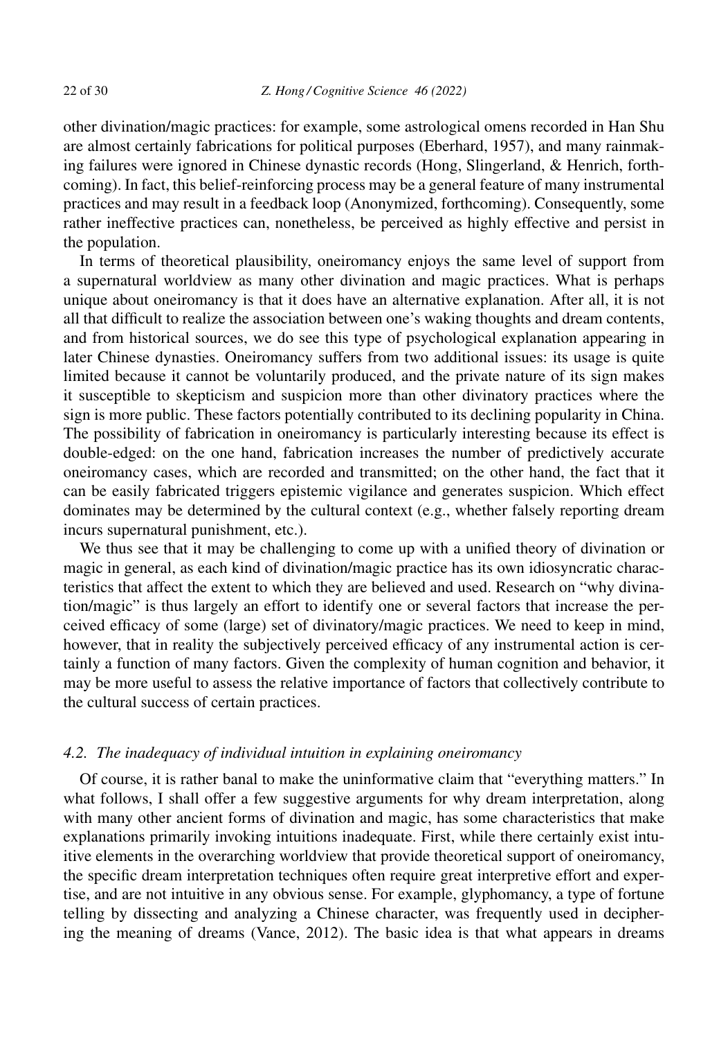other divination/magic practices: for example, some astrological omens recorded in Han Shu are almost certainly fabrications for political purposes (Eberhard, 1957), and many rainmaking failures were ignored in Chinese dynastic records (Hong, Slingerland, & Henrich, forthcoming). In fact, this belief-reinforcing process may be a general feature of many instrumental practices and may result in a feedback loop (Anonymized, forthcoming). Consequently, some rather ineffective practices can, nonetheless, be perceived as highly effective and persist in the population.

In terms of theoretical plausibility, oneiromancy enjoys the same level of support from a supernatural worldview as many other divination and magic practices. What is perhaps unique about oneiromancy is that it does have an alternative explanation. After all, it is not all that difficult to realize the association between one's waking thoughts and dream contents, and from historical sources, we do see this type of psychological explanation appearing in later Chinese dynasties. Oneiromancy suffers from two additional issues: its usage is quite limited because it cannot be voluntarily produced, and the private nature of its sign makes it susceptible to skepticism and suspicion more than other divinatory practices where the sign is more public. These factors potentially contributed to its declining popularity in China. The possibility of fabrication in oneiromancy is particularly interesting because its effect is double-edged: on the one hand, fabrication increases the number of predictively accurate oneiromancy cases, which are recorded and transmitted; on the other hand, the fact that it can be easily fabricated triggers epistemic vigilance and generates suspicion. Which effect dominates may be determined by the cultural context (e.g., whether falsely reporting dream incurs supernatural punishment, etc.).

We thus see that it may be challenging to come up with a unified theory of divination or magic in general, as each kind of divination/magic practice has its own idiosyncratic characteristics that affect the extent to which they are believed and used. Research on "why divination/magic" is thus largely an effort to identify one or several factors that increase the perceived efficacy of some (large) set of divinatory/magic practices. We need to keep in mind, however, that in reality the subjectively perceived efficacy of any instrumental action is certainly a function of many factors. Given the complexity of human cognition and behavior, it may be more useful to assess the relative importance of factors that collectively contribute to the cultural success of certain practices.

### *4.2. The inadequacy of individual intuition in explaining oneiromancy*

Of course, it is rather banal to make the uninformative claim that "everything matters." In what follows, I shall offer a few suggestive arguments for why dream interpretation, along with many other ancient forms of divination and magic, has some characteristics that make explanations primarily invoking intuitions inadequate. First, while there certainly exist intuitive elements in the overarching worldview that provide theoretical support of oneiromancy, the specific dream interpretation techniques often require great interpretive effort and expertise, and are not intuitive in any obvious sense. For example, glyphomancy, a type of fortune telling by dissecting and analyzing a Chinese character, was frequently used in deciphering the meaning of dreams (Vance, 2012). The basic idea is that what appears in dreams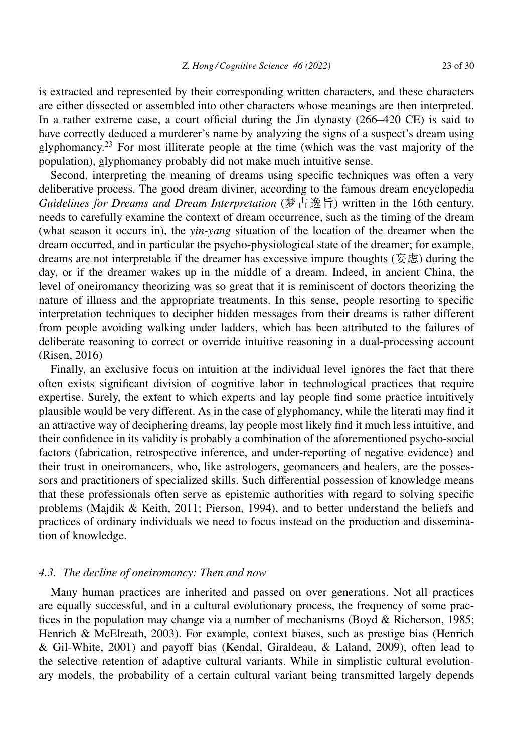is extracted and represented by their corresponding written characters, and these characters are either dissected or assembled into other characters whose meanings are then interpreted. In a rather extreme case, a court official during the Jin dynasty (266–420 CE) is said to have correctly deduced a murderer's name by analyzing the signs of a suspect's dream using glyphomancy.[23] For most illiterate people at the time (which was the vast majority of the population), glyphomancy probably did not make much intuitive sense.

Second, interpreting the meaning of dreams using specific techniques was often a very deliberative process. The good dream diviner, according to the famous dream encyclopedia *Guidelines for Dreams and Dream Interpretation* (梦占逸旨) written in the 16th century, needs to carefully examine the context of dream occurrence, such as the timing of the dream (what season it occurs in), the *yin-yang* situation of the location of the dreamer when the dream occurred, and in particular the psycho-physiological state of the dreamer; for example, dreams are not interpretable if the dreamer has excessive impure thoughts (妄虑) during the day, or if the dreamer wakes up in the middle of a dream. Indeed, in ancient China, the level of oneiromancy theorizing was so great that it is reminiscent of doctors theorizing the nature of illness and the appropriate treatments. In this sense, people resorting to specific interpretation techniques to decipher hidden messages from their dreams is rather different from people avoiding walking under ladders, which has been attributed to the failures of deliberate reasoning to correct or override intuitive reasoning in a dual-processing account (Risen, 2016)

Finally, an exclusive focus on intuition at the individual level ignores the fact that there often exists significant division of cognitive labor in technological practices that require expertise. Surely, the extent to which experts and lay people find some practice intuitively plausible would be very different. As in the case of glyphomancy, while the literati may find it an attractive way of deciphering dreams, lay people most likely find it much less intuitive, and their confidence in its validity is probably a combination of the aforementioned psycho-social factors (fabrication, retrospective inference, and under-reporting of negative evidence) and their trust in oneiromancers, who, like astrologers, geomancers and healers, are the possessors and practitioners of specialized skills. Such differential possession of knowledge means that these professionals often serve as epistemic authorities with regard to solving specific problems (Majdik & Keith, 2011; Pierson, 1994), and to better understand the beliefs and practices of ordinary individuals we need to focus instead on the production and dissemination of knowledge.

### *4.3. The decline of oneiromancy: Then and now*

Many human practices are inherited and passed on over generations. Not all practices are equally successful, and in a cultural evolutionary process, the frequency of some practices in the population may change via a number of mechanisms (Boyd & Richerson, 1985; Henrich & McElreath, 2003). For example, context biases, such as prestige bias (Henrich & Gil-White, 2001) and payoff bias (Kendal, Giraldeau, & Laland, 2009), often lead to the selective retention of adaptive cultural variants. While in simplistic cultural evolutionary models, the probability of a certain cultural variant being transmitted largely depends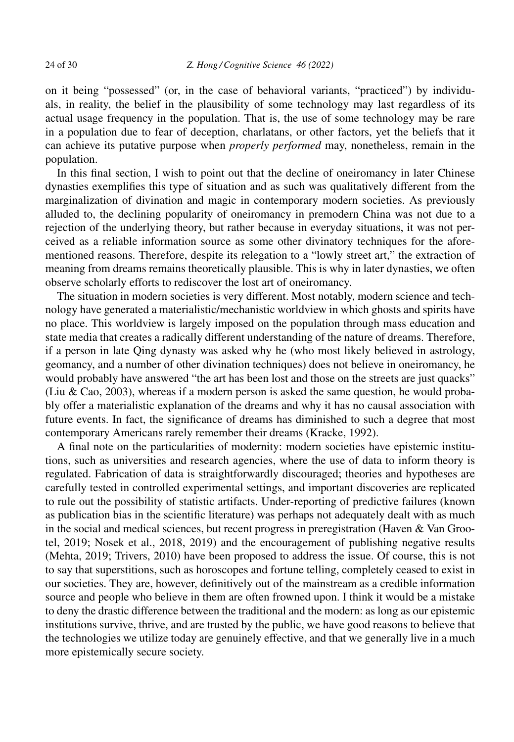on it being "possessed" (or, in the case of behavioral variants, "practiced") by individuals, in reality, the belief in the plausibility of some technology may last regardless of its actual usage frequency in the population. That is, the use of some technology may be rare in a population due to fear of deception, charlatans, or other factors, yet the beliefs that it can achieve its putative purpose when *properly performed* may, nonetheless, remain in the population.

In this final section, I wish to point out that the decline of oneiromancy in later Chinese dynasties exemplifies this type of situation and as such was qualitatively different from the marginalization of divination and magic in contemporary modern societies. As previously alluded to, the declining popularity of oneiromancy in premodern China was not due to a rejection of the underlying theory, but rather because in everyday situations, it was not perceived as a reliable information source as some other divinatory techniques for the aforementioned reasons. Therefore, despite its relegation to a "lowly street art," the extraction of meaning from dreams remains theoretically plausible. This is why in later dynasties, we often observe scholarly efforts to rediscover the lost art of oneiromancy.

The situation in modern societies is very different. Most notably, modern science and technology have generated a materialistic/mechanistic worldview in which ghosts and spirits have no place. This worldview is largely imposed on the population through mass education and state media that creates a radically different understanding of the nature of dreams. Therefore, if a person in late Qing dynasty was asked why he (who most likely believed in astrology, geomancy, and a number of other divination techniques) does not believe in oneiromancy, he would probably have answered "the art has been lost and those on the streets are just quacks" (Liu & Cao, 2003), whereas if a modern person is asked the same question, he would probably offer a materialistic explanation of the dreams and why it has no causal association with future events. In fact, the significance of dreams has diminished to such a degree that most contemporary Americans rarely remember their dreams (Kracke, 1992).

A final note on the particularities of modernity: modern societies have epistemic institutions, such as universities and research agencies, where the use of data to inform theory is regulated. Fabrication of data is straightforwardly discouraged; theories and hypotheses are carefully tested in controlled experimental settings, and important discoveries are replicated to rule out the possibility of statistic artifacts. Under-reporting of predictive failures (known as publication bias in the scientific literature) was perhaps not adequately dealt with as much in the social and medical sciences, but recent progress in preregistration (Haven & Van Grootel, 2019; Nosek et al., 2018, 2019) and the encouragement of publishing negative results (Mehta, 2019; Trivers, 2010) have been proposed to address the issue. Of course, this is not to say that superstitions, such as horoscopes and fortune telling, completely ceased to exist in our societies. They are, however, definitively out of the mainstream as a credible information source and people who believe in them are often frowned upon. I think it would be a mistake to deny the drastic difference between the traditional and the modern: as long as our epistemic institutions survive, thrive, and are trusted by the public, we have good reasons to believe that the technologies we utilize today are genuinely effective, and that we generally live in a much more epistemically secure society.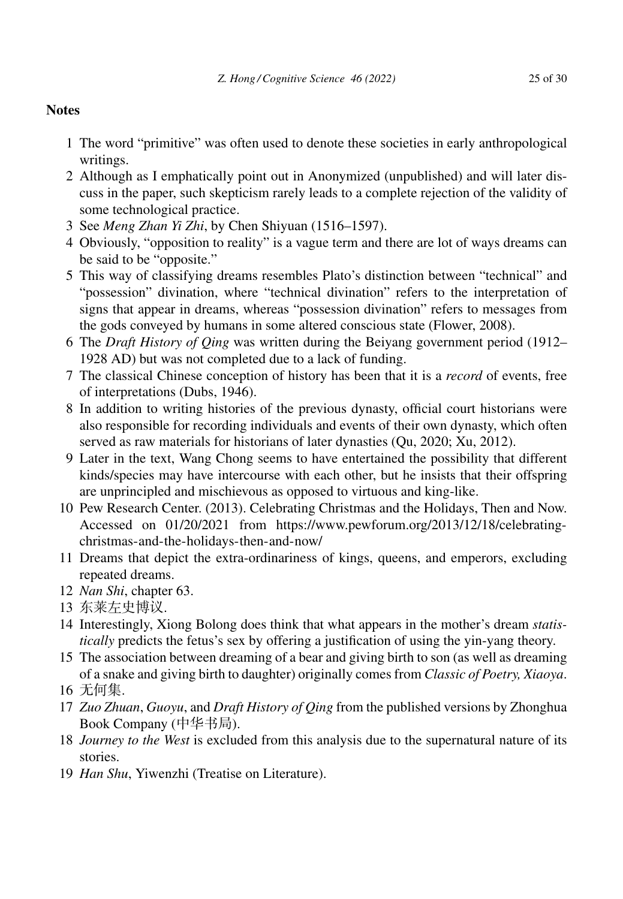## Notes

1. The word "primitive" was often used to denote these societies in early anthropological writings.
2. Although as I emphatically point out in Anonymized (unpublished) and will later discuss in the paper, such skepticism rarely leads to a complete rejection of the validity of some technological practice.
3. See *Meng Zhan Yi Zhi*, by Chen Shiyuan (1516–1597).
4. Obviously, "opposition to reality" is a vague term and there are lot of ways dreams can be said to be "opposite."
5. This way of classifying dreams resembles Plato's distinction between "technical" and "possession" divination, where "technical divination" refers to the interpretation of signs that appear in dreams, whereas "possession divination" refers to messages from the gods conveyed by humans in some altered conscious state (Flower, 2008).
6. The *Draft History of Qing* was written during the Beiyang government period (1912–1928 AD) but was not completed due to a lack of funding.
7. The classical Chinese conception of history has been that it is a *record* of events, free of interpretations (Dubs, 1946).
8. In addition to writing histories of the previous dynasty, official court historians were also responsible for recording individuals and events of their own dynasty, which often served as raw materials for historians of later dynasties (Qu, 2020; Xu, 2012).
9. Later in the text, Wang Chong seems to have entertained the possibility that different kinds/species may have intercourse with each other, but he insists that their offspring are unprincipled and mischievous as opposed to virtuous and king-like.
10. Pew Research Center. (2013). Celebrating Christmas and the Holidays, Then and Now. Accessed on 01/20/2021 from https://www.pewforum.org/2013/12/18/celebrating-christmas-and-the-holidays-then-and-now/
11. Dreams that depict the extra-ordinariness of kings, queens, and emperors, excluding repeated dreams.
12. *Nan Shi*, chapter 63.
13. 东莱左史博议.
14. Interestingly, Xiong Bolong does think that what appears in the mother's dream *statistically* predicts the fetus's sex by offering a justification of using the yin-yang theory.
15. The association between dreaming of a bear and giving birth to son (as well as dreaming of a snake and giving birth to daughter) originally comes from *Classic of Poetry, Xiaoya*.
16. 无何集.
17. *Zuo Zhuan*, *Guoyu*, and *Draft History of Qing* from the published versions by Zhonghua Book Company (中华书局).
18. *Journey to the West* is excluded from this analysis due to the supernatural nature of its stories.
19. *Han Shu*, Yiwenzhi (Treatise on Literature).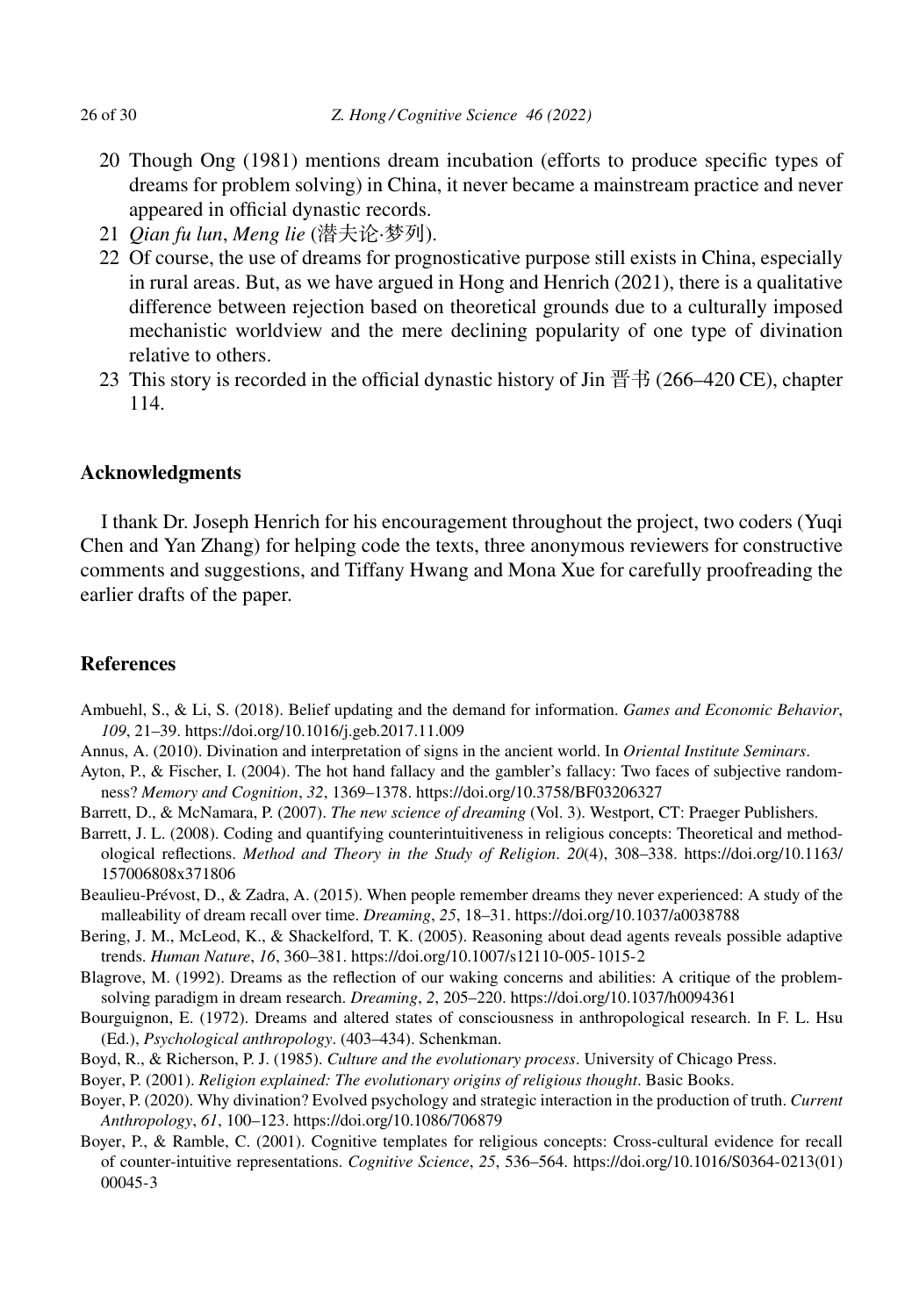20 Though Ong (1981) mentions dream incubation (efforts to produce specific types of dreams for problem solving) in China, it never became a mainstream practice and never appeared in official dynastic records.

21 *Qian fu lun*, *Meng lie* (潜夫论·梦列).

22 Of course, the use of dreams for prognosticative purpose still exists in China, especially in rural areas. But, as we have argued in Hong and Henrich (2021), there is a qualitative difference between rejection based on theoretical grounds due to a culturally imposed mechanistic worldview and the mere declining popularity of one type of divination relative to others.

23 This story is recorded in the official dynastic history of Jin 晋书 (266–420 CE), chapter 114.

## Acknowledgments

I thank Dr. Joseph Henrich for his encouragement throughout the project, two coders (Yuqi Chen and Yan Zhang) for helping code the texts, three anonymous reviewers for constructive comments and suggestions, and Tiffany Hwang and Mona Xue for carefully proofreading the earlier drafts of the paper.

## References

Ambuehl, S., & Li, S. (2018). Belief updating and the demand for information. *Games and Economic Behavior*, *109*, 21–39. https://doi.org/10.1016/j.geb.2017.11.009

Annus, A. (2010). Divination and interpretation of signs in the ancient world. In *Oriental Institute Seminars*.

Ayton, P., & Fischer, I. (2004). The hot hand fallacy and the gambler's fallacy: Two faces of subjective randomness? *Memory and Cognition*, *32*, 1369–1378. https://doi.org/10.3758/BF03206327

Barrett, D., & McNamara, P. (2007). *The new science of dreaming* (Vol. 3). Westport, CT: Praeger Publishers.

Barrett, J. L. (2008). Coding and quantifying counterintuitiveness in religious concepts: Theoretical and methodological reflections. *Method and Theory in the Study of Religion*. *20*(4), 308–338. https://doi.org/10.1163/157006808x371806

Beaulieu-Prévost, D., & Zadra, A. (2015). When people remember dreams they never experienced: A study of the malleability of dream recall over time. *Dreaming*, *25*, 18–31. https://doi.org/10.1037/a0038788

Bering, J. M., McLeod, K., & Shackelford, T. K. (2005). Reasoning about dead agents reveals possible adaptive trends. *Human Nature*, *16*, 360–381. https://doi.org/10.1007/s12110-005-1015-2

Blagrove, M. (1992). Dreams as the reflection of our waking concerns and abilities: A critique of the problem-solving paradigm in dream research. *Dreaming*, *2*, 205–220. https://doi.org/10.1037/h0094361

Bourguignon, E. (1972). Dreams and altered states of consciousness in anthropological research. In F. L. Hsu (Ed.), *Psychological anthropology*. (403–434). Schenkman.

Boyd, R., & Richerson, P. J. (1985). *Culture and the evolutionary process*. University of Chicago Press.

Boyer, P. (2001). *Religion explained: The evolutionary origins of religious thought*. Basic Books.

Boyer, P. (2020). Why divination? Evolved psychology and strategic interaction in the production of truth. *Current Anthropology*, *61*, 100–123. https://doi.org/10.1086/706879

Boyer, P., & Ramble, C. (2001). Cognitive templates for religious concepts: Cross-cultural evidence for recall of counter-intuitive representations. *Cognitive Science*, *25*, 536–564. https://doi.org/10.1016/S0364-0213(01)00045-3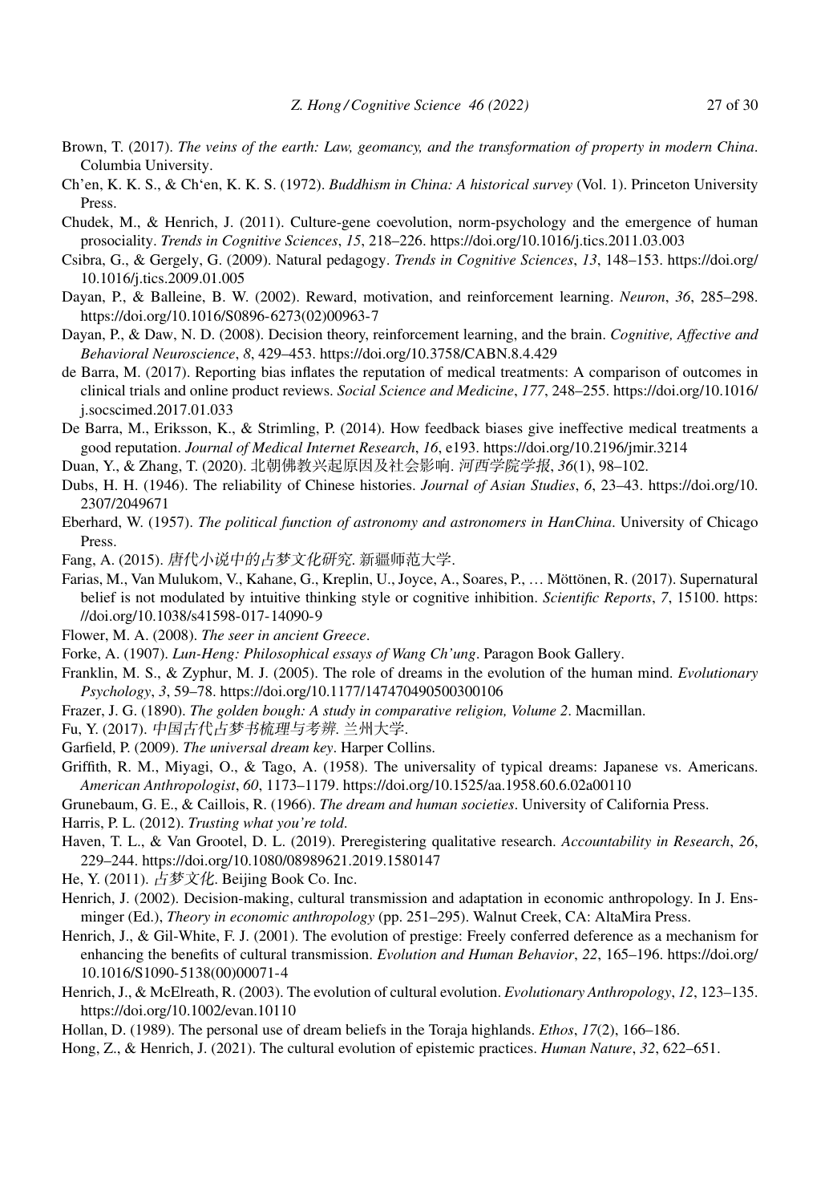Brown, T. (2017). *The veins of the earth: Law, geomancy, and the transformation of property in modern China*. Columbia University.

Ch'en, K. K. S., & Ch'en, K. K. S. (1972). *Buddhism in China: A historical survey* (Vol. 1). Princeton University Press.

Chudek, M., & Henrich, J. (2011). Culture-gene coevolution, norm-psychology and the emergence of human prosociality. *Trends in Cognitive Sciences*, *15*, 218–226. https://doi.org/10.1016/j.tics.2011.03.003

Csibra, G., & Gergely, G. (2009). Natural pedagogy. *Trends in Cognitive Sciences*, *13*, 148–153. https://doi.org/10.1016/j.tics.2009.01.005

Dayan, P., & Balleine, B. W. (2002). Reward, motivation, and reinforcement learning. *Neuron*, *36*, 285–298. https://doi.org/10.1016/S0896-6273(02)00963-7

Dayan, P., & Daw, N. D. (2008). Decision theory, reinforcement learning, and the brain. *Cognitive, Affective and Behavioral Neuroscience*, *8*, 429–453. https://doi.org/10.3758/CABN.8.4.429

de Barra, M. (2017). Reporting bias inflates the reputation of medical treatments: A comparison of outcomes in clinical trials and online product reviews. *Social Science and Medicine*, *177*, 248–255. https://doi.org/10.1016/j.socscimed.2017.01.033

De Barra, M., Eriksson, K., & Strimling, P. (2014). How feedback biases give ineffective medical treatments a good reputation. *Journal of Medical Internet Research*, *16*, e193. https://doi.org/10.2196/jmir.3214

Duan, Y., & Zhang, T. (2020). 北朝佛教兴起原因及社会影响. *河西学院学报*, *36*(1), 98–102.

Dubs, H. H. (1946). The reliability of Chinese histories. *Journal of Asian Studies*, *6*, 23–43. https://doi.org/10.2307/2049671

Eberhard, W. (1957). *The political function of astronomy and astronomers in HanChina*. University of Chicago Press.

Fang, A. (2015). *唐代小说中的占梦文化研究*. 新疆师范大学.

Farias, M., Van Mulukom, V., Kahane, G., Kreplin, U., Joyce, A., Soares, P., … Möttönen, R. (2017). Supernatural belief is not modulated by intuitive thinking style or cognitive inhibition. *Scientific Reports*, *7*, 15100. https://doi.org/10.1038/s41598-017-14090-9

Flower, M. A. (2008). *The seer in ancient Greece*.

Forke, A. (1907). *Lun-Heng: Philosophical essays of Wang Ch'ung*. Paragon Book Gallery.

Franklin, M. S., & Zyphur, M. J. (2005). The role of dreams in the evolution of the human mind. *Evolutionary Psychology*, *3*, 59–78. https://doi.org/10.1177/147470490500300106

Frazer, J. G. (1890). *The golden bough: A study in comparative religion, Volume 2*. Macmillan.

Fu, Y. (2017). *中国古代占梦书梳理与考辨*. 兰州大学.

Garfield, P. (2009). *The universal dream key*. Harper Collins.

Griffith, R. M., Miyagi, O., & Tago, A. (1958). The universality of typical dreams: Japanese vs. Americans. *American Anthropologist*, *60*, 1173–1179. https://doi.org/10.1525/aa.1958.60.6.02a00110

Grunebaum, G. E., & Caillois, R. (1966). *The dream and human societies*. University of California Press.

Harris, P. L. (2012). *Trusting what you're told*.

Haven, T. L., & Van Grootel, D. L. (2019). Preregistering qualitative research. *Accountability in Research*, *26*, 229–244. https://doi.org/10.1080/08989621.2019.1580147

He, Y. (2011). *占梦文化*. Beijing Book Co. Inc.

Henrich, J. (2002). Decision-making, cultural transmission and adaptation in economic anthropology. In J. Ensminger (Ed.), *Theory in economic anthropology* (pp. 251–295). Walnut Creek, CA: AltaMira Press.

Henrich, J., & Gil-White, F. J. (2001). The evolution of prestige: Freely conferred deference as a mechanism for enhancing the benefits of cultural transmission. *Evolution and Human Behavior*, *22*, 165–196. https://doi.org/10.1016/S1090-5138(00)00071-4

Henrich, J., & McElreath, R. (2003). The evolution of cultural evolution. *Evolutionary Anthropology*, *12*, 123–135. https://doi.org/10.1002/evan.10110

Hollan, D. (1989). The personal use of dream beliefs in the Toraja highlands. *Ethos*, *17*(2), 166–186.

Hong, Z., & Henrich, J. (2021). The cultural evolution of epistemic practices. *Human Nature*, *32*, 622–651.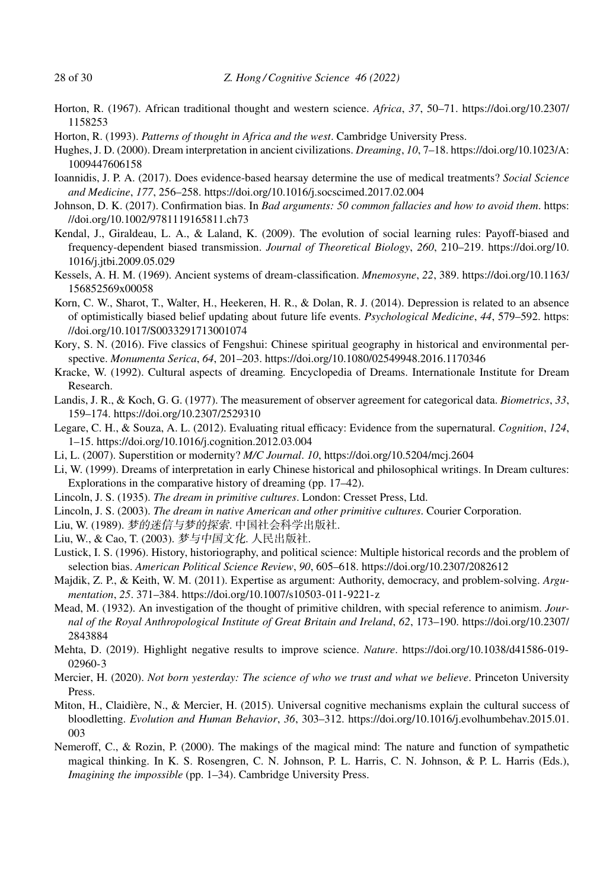Horton, R. (1967). African traditional thought and western science. *Africa*, *37*, 50–71. https://doi.org/10.2307/1158253

Horton, R. (1993). *Patterns of thought in Africa and the west*. Cambridge University Press.

Hughes, J. D. (2000). Dream interpretation in ancient civilizations. *Dreaming*, *10*, 7–18. https://doi.org/10.1023/A:1009447606158

Ioannidis, J. P. A. (2017). Does evidence-based hearsay determine the use of medical treatments? *Social Science and Medicine*, *177*, 256–258. https://doi.org/10.1016/j.socscimed.2017.02.004

Johnson, D. K. (2017). Confirmation bias. In *Bad arguments: 50 common fallacies and how to avoid them*. https://doi.org/10.1002/9781119165811.ch73

Kendal, J., Giraldeau, L. A., & Laland, K. (2009). The evolution of social learning rules: Payoff-biased and frequency-dependent biased transmission. *Journal of Theoretical Biology*, *260*, 210–219. https://doi.org/10.1016/j.jtbi.2009.05.029

Kessels, A. H. M. (1969). Ancient systems of dream-classification. *Mnemosyne*, *22*, 389. https://doi.org/10.1163/156852569x00058

Korn, C. W., Sharot, T., Walter, H., Heekeren, H. R., & Dolan, R. J. (2014). Depression is related to an absence of optimistically biased belief updating about future life events. *Psychological Medicine*, *44*, 579–592. https://doi.org/10.1017/S0033291713001074

Kory, S. N. (2016). Five classics of Fengshui: Chinese spiritual geography in historical and environmental perspective. *Monumenta Serica*, *64*, 201–203. https://doi.org/10.1080/02549948.2016.1170346

Kracke, W. (1992). Cultural aspects of dreaming. Encyclopedia of Dreams. Internationale Institute for Dream Research.

Landis, J. R., & Koch, G. G. (1977). The measurement of observer agreement for categorical data. *Biometrics*, *33*, 159–174. https://doi.org/10.2307/2529310

Legare, C. H., & Souza, A. L. (2012). Evaluating ritual efficacy: Evidence from the supernatural. *Cognition*, *124*, 1–15. https://doi.org/10.1016/j.cognition.2012.03.004

Li, L. (2007). Superstition or modernity? *M/C Journal*. *10*, https://doi.org/10.5204/mcj.2604

Li, W. (1999). Dreams of interpretation in early Chinese historical and philosophical writings. In Dream cultures: Explorations in the comparative history of dreaming (pp. 17–42).

Lincoln, J. S. (1935). *The dream in primitive cultures*. London: Cresset Press, Ltd.

Lincoln, J. S. (2003). *The dream in native American and other primitive cultures*. Courier Corporation.

Liu, W. (1989). *梦的迷信与梦的探索*. 中国社会科学出版社.

Liu, W., & Cao, T. (2003). *梦与中国文化*. 人民出版社.

Lustick, I. S. (1996). History, historiography, and political science: Multiple historical records and the problem of selection bias. *American Political Science Review*, *90*, 605–618. https://doi.org/10.2307/2082612

Majdik, Z. P., & Keith, W. M. (2011). Expertise as argument: Authority, democracy, and problem-solving. *Argumentation*, *25*. 371–384. https://doi.org/10.1007/s10503-011-9221-z

Mead, M. (1932). An investigation of the thought of primitive children, with special reference to animism. *Journal of the Royal Anthropological Institute of Great Britain and Ireland*, *62*, 173–190. https://doi.org/10.2307/2843884

Mehta, D. (2019). Highlight negative results to improve science. *Nature*. https://doi.org/10.1038/d41586-019-02960-3

Mercier, H. (2020). *Not born yesterday: The science of who we trust and what we believe*. Princeton University Press.

Miton, H., Claidière, N., & Mercier, H. (2015). Universal cognitive mechanisms explain the cultural success of bloodletting. *Evolution and Human Behavior*, *36*, 303–312. https://doi.org/10.1016/j.evolhumbehav.2015.01.003

Nemeroff, C., & Rozin, P. (2000). The makings of the magical mind: The nature and function of sympathetic magical thinking. In K. S. Rosengren, C. N. Johnson, P. L. Harris, C. N. Johnson, & P. L. Harris (Eds.), *Imagining the impossible* (pp. 1–34). Cambridge University Press.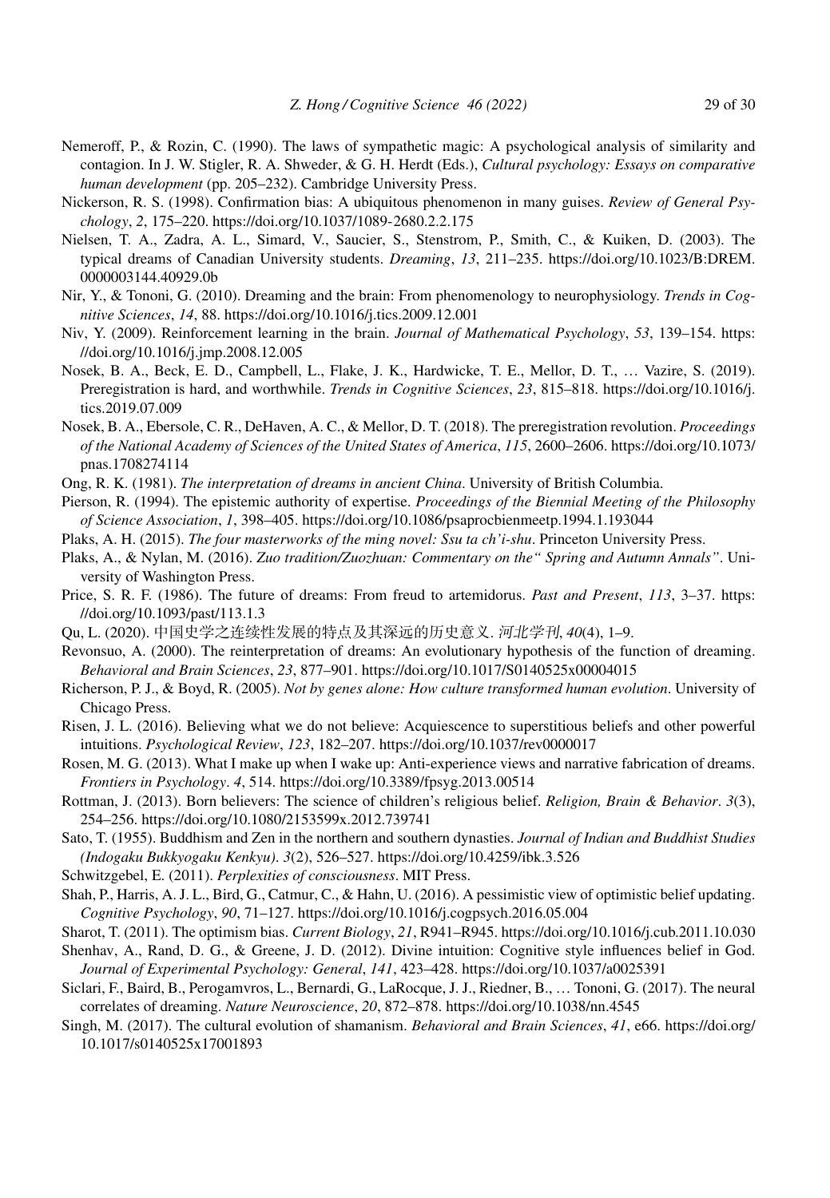Nemeroff, P., & Rozin, C. (1990). The laws of sympathetic magic: A psychological analysis of similarity and contagion. In J. W. Stigler, R. A. Shweder, & G. H. Herdt (Eds.), *Cultural psychology: Essays on comparative human development* (pp. 205–232). Cambridge University Press.

Nickerson, R. S. (1998). Confirmation bias: A ubiquitous phenomenon in many guises. *Review of General Psychology*, *2*, 175–220. https://doi.org/10.1037/1089-2680.2.2.175

Nielsen, T. A., Zadra, A. L., Simard, V., Saucier, S., Stenstrom, P., Smith, C., & Kuiken, D. (2003). The typical dreams of Canadian University students. *Dreaming*, *13*, 211–235. https://doi.org/10.1023/B:DREM.0000003144.40929.0b

Nir, Y., & Tononi, G. (2010). Dreaming and the brain: From phenomenology to neurophysiology. *Trends in Cognitive Sciences*, *14*, 88. https://doi.org/10.1016/j.tics.2009.12.001

Niv, Y. (2009). Reinforcement learning in the brain. *Journal of Mathematical Psychology*, *53*, 139–154. https://doi.org/10.1016/j.jmp.2008.12.005

Nosek, B. A., Beck, E. D., Campbell, L., Flake, J. K., Hardwicke, T. E., Mellor, D. T., … Vazire, S. (2019). Preregistration is hard, and worthwhile. *Trends in Cognitive Sciences*, *23*, 815–818. https://doi.org/10.1016/j.tics.2019.07.009

Nosek, B. A., Ebersole, C. R., DeHaven, A. C., & Mellor, D. T. (2018). The preregistration revolution. *Proceedings of the National Academy of Sciences of the United States of America*, *115*, 2600–2606. https://doi.org/10.1073/pnas.1708274114

Ong, R. K. (1981). *The interpretation of dreams in ancient China*. University of British Columbia.

Pierson, R. (1994). The epistemic authority of expertise. *Proceedings of the Biennial Meeting of the Philosophy of Science Association*, *1*, 398–405. https://doi.org/10.1086/psaprocbienmeetp.1994.1.193044

Plaks, A. H. (2015). *The four masterworks of the ming novel: Ssu ta ch'i-shu*. Princeton University Press.

Plaks, A., & Nylan, M. (2016). *Zuo tradition/Zuozhuan: Commentary on the" Spring and Autumn Annals"*. University of Washington Press.

Price, S. R. F. (1986). The future of dreams: From freud to artemidorus. *Past and Present*, *113*, 3–37. https://doi.org/10.1093/past/113.1.3

Qu, L. (2020). 中国史学之连续性发展的特点及其深远的历史意义. *河北学刊*, *40*(4), 1–9.

Revonsuo, A. (2000). The reinterpretation of dreams: An evolutionary hypothesis of the function of dreaming. *Behavioral and Brain Sciences*, *23*, 877–901. https://doi.org/10.1017/S0140525x00004015

Richerson, P. J., & Boyd, R. (2005). *Not by genes alone: How culture transformed human evolution*. University of Chicago Press.

Risen, J. L. (2016). Believing what we do not believe: Acquiescence to superstitious beliefs and other powerful intuitions. *Psychological Review*, *123*, 182–207. https://doi.org/10.1037/rev0000017

Rosen, M. G. (2013). What I make up when I wake up: Anti-experience views and narrative fabrication of dreams. *Frontiers in Psychology*. *4*, 514. https://doi.org/10.3389/fpsyg.2013.00514

Rottman, J. (2013). Born believers: The science of children's religious belief. *Religion, Brain & Behavior*. *3*(3), 254–256. https://doi.org/10.1080/2153599x.2012.739741

Sato, T. (1955). Buddhism and Zen in the northern and southern dynasties. *Journal of Indian and Buddhist Studies (Indogaku Bukkyogaku Kenkyu)*. *3*(2), 526–527. https://doi.org/10.4259/ibk.3.526

Schwitzgebel, E. (2011). *Perplexities of consciousness*. MIT Press.

Shah, P., Harris, A. J. L., Bird, G., Catmur, C., & Hahn, U. (2016). A pessimistic view of optimistic belief updating. *Cognitive Psychology*, *90*, 71–127. https://doi.org/10.1016/j.cogpsych.2016.05.004

Sharot, T. (2011). The optimism bias. *Current Biology*, *21*, R941–R945. https://doi.org/10.1016/j.cub.2011.10.030

Shenhav, A., Rand, D. G., & Greene, J. D. (2012). Divine intuition: Cognitive style influences belief in God. *Journal of Experimental Psychology: General*, *141*, 423–428. https://doi.org/10.1037/a0025391

Siclari, F., Baird, B., Perogamvros, L., Bernardi, G., LaRocque, J. J., Riedner, B., … Tononi, G. (2017). The neural correlates of dreaming. *Nature Neuroscience*, *20*, 872–878. https://doi.org/10.1038/nn.4545

Singh, M. (2017). The cultural evolution of shamanism. *Behavioral and Brain Sciences*, *41*, e66. https://doi.org/10.1017/s0140525x17001893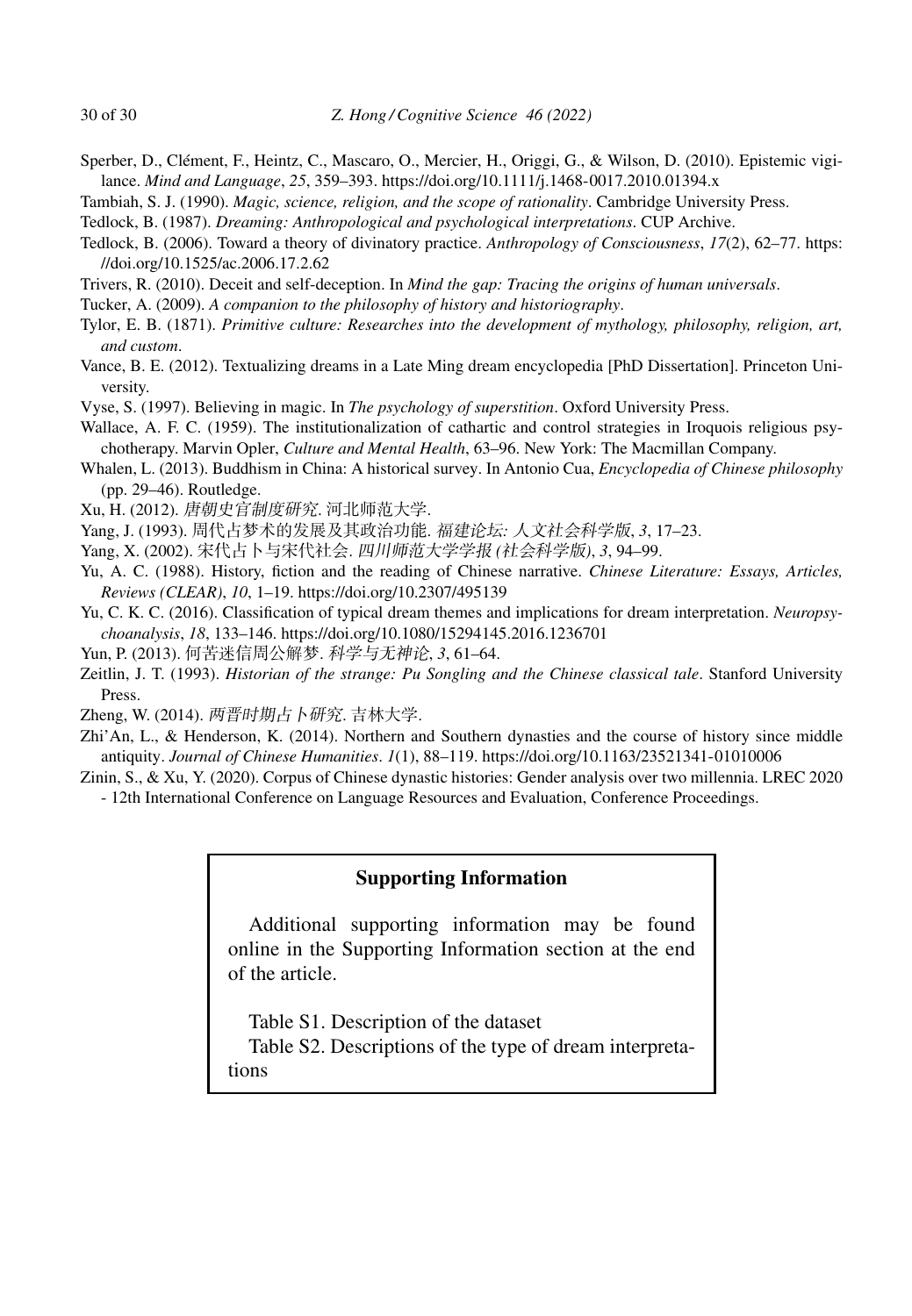Sperber, D., Clément, F., Heintz, C., Mascaro, O., Mercier, H., Origgi, G., & Wilson, D. (2010). Epistemic vigilance. *Mind and Language*, *25*, 359–393. https://doi.org/10.1111/j.1468-0017.2010.01394.x

Tambiah, S. J. (1990). *Magic, science, religion, and the scope of rationality*. Cambridge University Press.

Tedlock, B. (1987). *Dreaming: Anthropological and psychological interpretations*. CUP Archive.

Tedlock, B. (2006). Toward a theory of divinatory practice. *Anthropology of Consciousness*, *17*(2), 62–77. https://doi.org/10.1525/ac.2006.17.2.62

Trivers, R. (2010). Deceit and self-deception. In *Mind the gap: Tracing the origins of human universals*.

Tucker, A. (2009). *A companion to the philosophy of history and historiography*.

Tylor, E. B. (1871). *Primitive culture: Researches into the development of mythology, philosophy, religion, art, and custom*.

Vance, B. E. (2012). Textualizing dreams in a Late Ming dream encyclopedia [PhD Dissertation]. Princeton University.

Vyse, S. (1997). Believing in magic. In *The psychology of superstition*. Oxford University Press.

Wallace, A. F. C. (1959). The institutionalization of cathartic and control strategies in Iroquois religious psychotherapy. Marvin Opler, *Culture and Mental Health*, 63–96. New York: The Macmillan Company.

Whalen, L. (2013). Buddhism in China: A historical survey. In Antonio Cua, *Encyclopedia of Chinese philosophy* (pp. 29–46). Routledge.

Xu, H. (2012). *唐朝史官制度研究*. 河北师范大学.

Yang, J. (1993). 周代占梦术的发展及其政治功能. *福建论坛: 人文社会科学版*, *3*, 17–23.

Yang, X. (2002). 宋代占卜与宋代社会. *四川师范大学学报 (社会科学版)*, *3*, 94–99.

Yu, A. C. (1988). History, fiction and the reading of Chinese narrative. *Chinese Literature: Essays, Articles, Reviews (CLEAR)*, *10*, 1–19. https://doi.org/10.2307/495139

Yu, C. K. C. (2016). Classification of typical dream themes and implications for dream interpretation. *Neuropsychoanalysis*, *18*, 133–146. https://doi.org/10.1080/15294145.2016.1236701

Yun, P. (2013). 何苦迷信周公解梦. *科学与无神论*, *3*, 61–64.

Zeitlin, J. T. (1993). *Historian of the strange: Pu Songling and the Chinese classical tale*. Stanford University Press.

Zheng, W. (2014). *两晋时期占卜研究*. 吉林大学.

Zhi'An, L., & Henderson, K. (2014). Northern and Southern dynasties and the course of history since middle antiquity. *Journal of Chinese Humanities*. *1*(1), 88–119. https://doi.org/10.1163/23521341-01010006

Zinin, S., & Xu, Y. (2020). Corpus of Chinese dynastic histories: Gender analysis over two millennia. LREC 2020 - 12th International Conference on Language Resources and Evaluation, Conference Proceedings.

**Supporting Information**

Additional supporting information may be found online in the Supporting Information section at the end of the article.

Table S1. Description of the dataset

Table S2. Descriptions of the type of dream interpretations